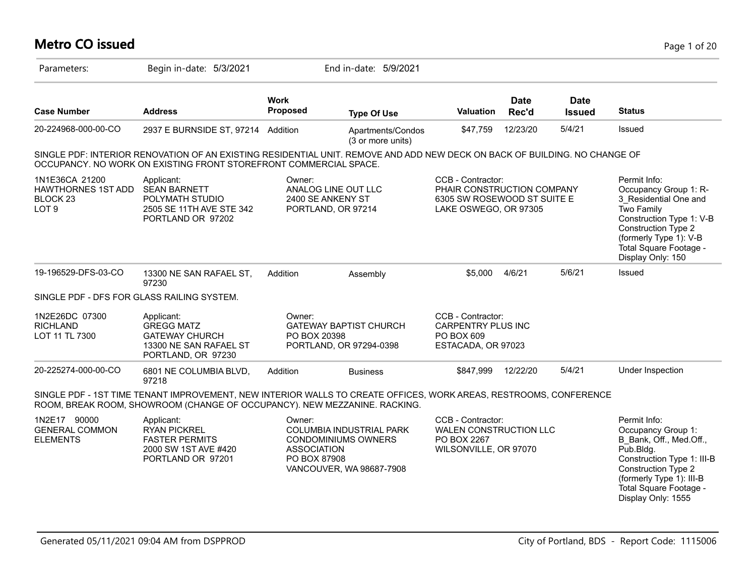# Metro CO issued

Parameters: Begin in-date: 5/3/2021 End in-date: 5/9/2021

| Case Number | Address | Work Proposed | Type Of Use | Valuation | Date Rec'd | Date Issued | Status |
|---|---|---|---|---|---|---|---|
| 20-224968-000-00-CO | 2937 E BURNSIDE ST, 97214 | Addition | Apartments/Condos (3 or more units) | $47,759 | 12/23/20 | 5/4/21 | Issued |

SINGLE PDF: INTERIOR RENOVATION OF AN EXISTING RESIDENTIAL UNIT. REMOVE AND ADD NEW DECK ON BACK OF BUILDING. NO CHANGE OF OCCUPANCY. NO WORK ON EXISTING FRONT STOREFRONT COMMERCIAL SPACE.

| | | | | |
|---|---|---|---|---|
| 1N1E36CA 21200<br>HAWTHORNES 1ST ADD<br>BLOCK 23<br>LOT 9 | Applicant:<br>SEAN BARNETT<br>POLYMATH STUDIO<br>2505 SE 11TH AVE STE 342<br>PORTLAND OR 97202 | Owner:<br>ANALOG LINE OUT LLC<br>2400 SE ANKENY ST<br>PORTLAND, OR 97214 | CCB - Contractor:<br>PHAIR CONSTRUCTION COMPANY<br>6305 SW ROSEWOOD ST SUITE E<br>LAKE OSWEGO, OR 97305 | Permit Info:<br>Occupancy Group 1: R-3_Residential One and Two Family<br>Construction Type 1: V-B<br>Construction Type 2 (formerly Type 1): V-B<br>Total Square Footage - Display Only: 150 |

| Case Number | Address | Work Proposed | Type Of Use | Valuation | Date Rec'd | Date Issued | Status |
|---|---|---|---|---|---|---|---|
| 19-196529-DFS-03-CO | 13300 NE SAN RAFAEL ST, 97230 | Addition | Assembly | $5,000 | 4/6/21 | 5/6/21 | Issued |

SINGLE PDF - DFS FOR GLASS RAILING SYSTEM.

| | | | |
|---|---|---|---|
| 1N2E26DC 07300<br>RICHLAND<br>LOT 11 TL 7300 | Applicant:<br>GREGG MATZ<br>GATEWAY CHURCH<br>13300 NE SAN RAFAEL ST<br>PORTLAND, OR 97230 | Owner:<br>GATEWAY BAPTIST CHURCH<br>PO BOX 20398<br>PORTLAND, OR 97294-0398 | CCB - Contractor:<br>CARPENTRY PLUS INC<br>PO BOX 609<br>ESTACADA, OR 97023 |

| Case Number | Address | Work Proposed | Type Of Use | Valuation | Date Rec'd | Date Issued | Status |
|---|---|---|---|---|---|---|---|
| 20-225274-000-00-CO | 6801 NE COLUMBIA BLVD, 97218 | Addition | Business | $847,999 | 12/22/20 | 5/4/21 | Under Inspection |

SINGLE PDF - 1ST TIME TENANT IMPROVEMENT, NEW INTERIOR WALLS TO CREATE OFFICES, WORK AREAS, RESTROOMS, CONFERENCE ROOM, BREAK ROOM, SHOWROOM (CHANGE OF OCCUPANCY). NEW MEZZANINE. RACKING.

| | | | | |
|---|---|---|---|---|
| 1N2E17 90000<br>GENERAL COMMON ELEMENTS | Applicant:<br>RYAN PICKREL<br>FASTER PERMITS<br>2000 SW 1ST AVE #420<br>PORTLAND OR 97201 | Owner:<br>COLUMBIA INDUSTRIAL PARK CONDOMINIUMS OWNERS ASSOCIATION<br>PO BOX 87908<br>VANCOUVER, WA 98687-7908 | CCB - Contractor:<br>WALEN CONSTRUCTION LLC<br>PO BOX 2267<br>WILSONVILLE, OR 97070 | Permit Info:<br>Occupancy Group 1: B_Bank, Off., Med.Off., Pub.Bldg.<br>Construction Type 1: III-B<br>Construction Type 2 (formerly Type 1): III-B<br>Total Square Footage - Display Only: 1555 |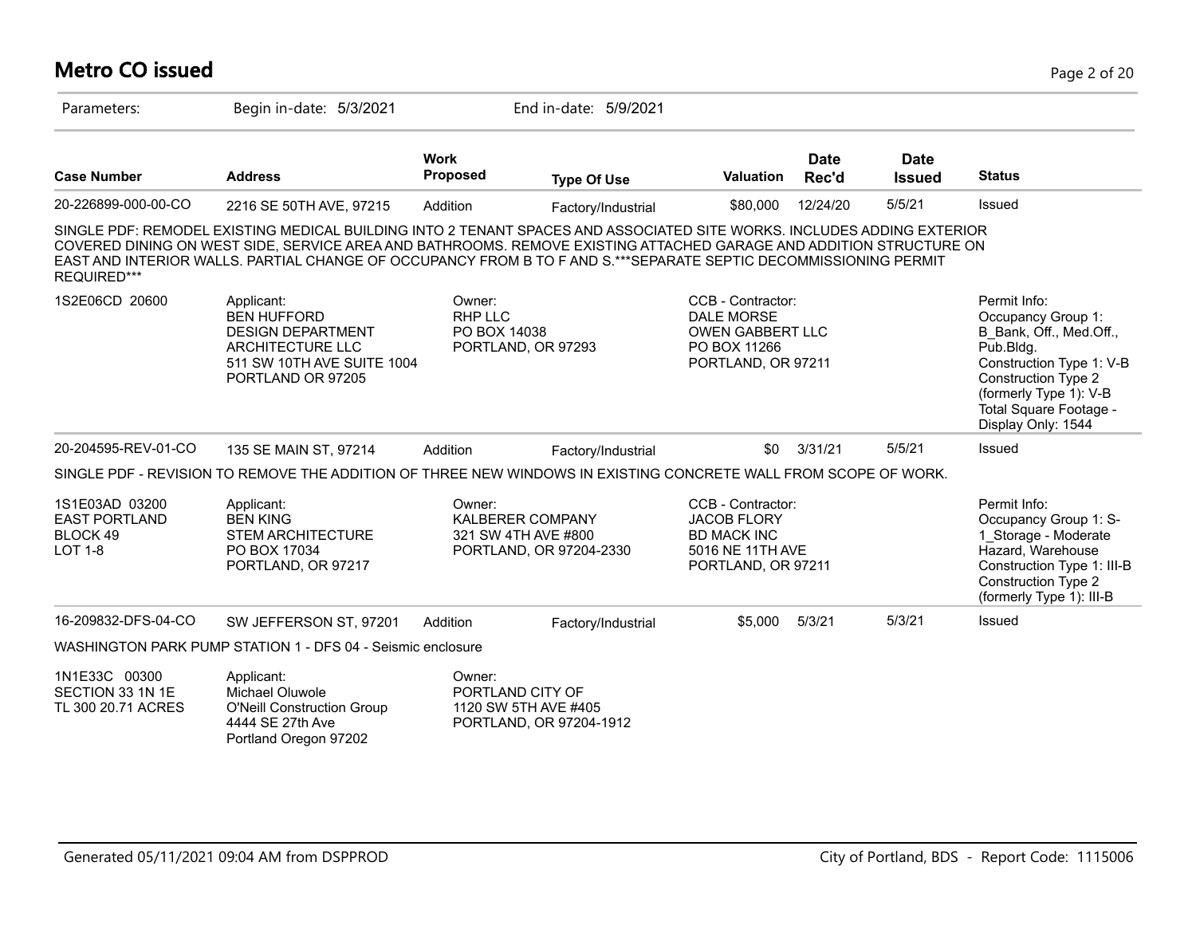# Metro CO issued

Parameters: Begin in-date: 5/3/2021 End in-date: 5/9/2021

| Case Number | Address | Work Proposed | Type Of Use | Valuation | Date Rec'd | Date Issued | Status |
|---|---|---|---|---|---|---|---|
| 20-226899-000-00-CO | 2216 SE 50TH AVE, 97215 | Addition | Factory/Industrial | $80,000 | 12/24/20 | 5/5/21 | Issued |

SINGLE PDF: REMODEL EXISTING MEDICAL BUILDING INTO 2 TENANT SPACES AND ASSOCIATED SITE WORKS. INCLUDES ADDING EXTERIOR COVERED DINING ON WEST SIDE, SERVICE AREA AND BATHROOMS. REMOVE EXISTING ATTACHED GARAGE AND ADDITION STRUCTURE ON EAST AND INTERIOR WALLS. PARTIAL CHANGE OF OCCUPANCY FROM B TO F AND S.***SEPARATE SEPTIC DECOMMISSIONING PERMIT REQUIRED***

1S2E06CD 20600

Applicant:
BEN HUFFORD
DESIGN DEPARTMENT
ARCHITECTURE LLC
511 SW 10TH AVE SUITE 1004
PORTLAND OR 97205

Owner:
RHP LLC
PO BOX 14038
PORTLAND, OR 97293

CCB - Contractor:
DALE MORSE
OWEN GABBERT LLC
PO BOX 11266
PORTLAND, OR 97211

Permit Info:
Occupancy Group 1: B_Bank, Off., Med.Off., Pub.Bldg.
Construction Type 1: V-B
Construction Type 2 (formerly Type 1): V-B
Total Square Footage - Display Only: 1544

| Case Number | Address | Work Proposed | Type Of Use | Valuation | Date Rec'd | Date Issued | Status |
|---|---|---|---|---|---|---|---|
| 20-204595-REV-01-CO | 135 SE MAIN ST, 97214 | Addition | Factory/Industrial | $0 | 3/31/21 | 5/5/21 | Issued |

SINGLE PDF - REVISION TO REMOVE THE ADDITION OF THREE NEW WINDOWS IN EXISTING CONCRETE WALL FROM SCOPE OF WORK.

1S1E03AD 03200
EAST PORTLAND
BLOCK 49
LOT 1-8

Applicant:
BEN KING
STEM ARCHITECTURE
PO BOX 17034
PORTLAND, OR 97217

Owner:
KALBERER COMPANY
321 SW 4TH AVE #800
PORTLAND, OR 97204-2330

CCB - Contractor:
JACOB FLORY
BD MACK INC
5016 NE 11TH AVE
PORTLAND, OR 97211

Permit Info:
Occupancy Group 1: S-1_Storage - Moderate Hazard, Warehouse
Construction Type 1: III-B
Construction Type 2 (formerly Type 1): III-B

| Case Number | Address | Work Proposed | Type Of Use | Valuation | Date Rec'd | Date Issued | Status |
|---|---|---|---|---|---|---|---|
| 16-209832-DFS-04-CO | SW JEFFERSON ST, 97201 | Addition | Factory/Industrial | $5,000 | 5/3/21 | 5/3/21 | Issued |

WASHINGTON PARK PUMP STATION 1 - DFS 04 - Seismic enclosure

1N1E33C 00300
SECTION 33 1N 1E
TL 300 20.71 ACRES

Applicant:
Michael Oluwole
O'Neill Construction Group
4444 SE 27th Ave
Portland Oregon 97202

Owner:
PORTLAND CITY OF
1120 SW 5TH AVE #405
PORTLAND, OR 97204-1912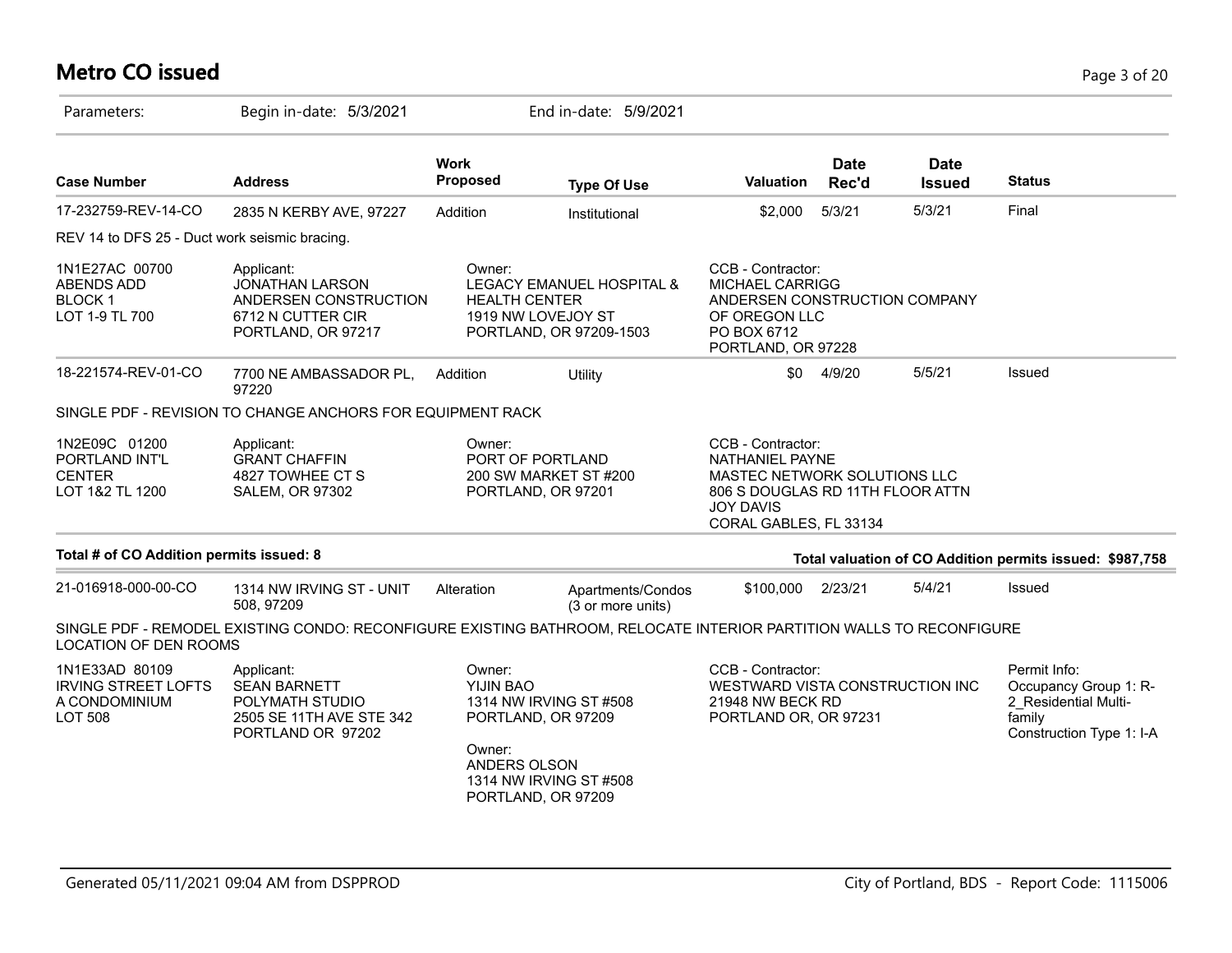# Metro CO issued

Parameters: Begin in-date: 5/3/2021 End in-date: 5/9/2021

| Case Number | Address | Work Proposed | Type Of Use | Valuation | Date Rec'd | Date Issued | Status |
|---|---|---|---|---|---|---|---|
| 17-232759-REV-14-CO | 2835 N KERBY AVE, 97227 | Addition | Institutional | $2,000 | 5/3/21 | 5/3/21 | Final |

REV 14 to DFS 25 - Duct work seismic bracing.

| | | | |
|---|---|---|---|
| 1N1E27AC 00700<br>ABENDS ADD<br>BLOCK 1<br>LOT 1-9 TL 700 | Applicant:<br>JONATHAN LARSON<br>ANDERSEN CONSTRUCTION<br>6712 N CUTTER CIR<br>PORTLAND, OR 97217 | Owner:<br>LEGACY EMANUEL HOSPITAL & HEALTH CENTER<br>1919 NW LOVEJOY ST<br>PORTLAND, OR 97209-1503 | CCB - Contractor:<br>MICHAEL CARRIGG<br>ANDERSEN CONSTRUCTION COMPANY OF OREGON LLC<br>PO BOX 6712<br>PORTLAND, OR 97228 |

| Case Number | Address | Work Proposed | Type Of Use | Valuation | Date Rec'd | Date Issued | Status |
|---|---|---|---|---|---|---|---|
| 18-221574-REV-01-CO | 7700 NE AMBASSADOR PL, 97220 | Addition | Utility | $0 | 4/9/20 | 5/5/21 | Issued |

SINGLE PDF - REVISION TO CHANGE ANCHORS FOR EQUIPMENT RACK

| | | | |
|---|---|---|---|
| 1N2E09C 01200<br>PORTLAND INT'L CENTER<br>LOT 1&2 TL 1200 | Applicant:<br>GRANT CHAFFIN<br>4827 TOWHEE CT S<br>SALEM, OR 97302 | Owner:<br>PORT OF PORTLAND<br>200 SW MARKET ST #200<br>PORTLAND, OR 97201 | CCB - Contractor:<br>NATHANIEL PAYNE<br>MASTEC NETWORK SOLUTIONS LLC<br>806 S DOUGLAS RD 11TH FLOOR ATTN JOY DAVIS<br>CORAL GABLES, FL 33134 |

**Total # of CO Addition permits issued: 8** **Total valuation of CO Addition permits issued: $987,758**

| Case Number | Address | Work Proposed | Type Of Use | Valuation | Date Rec'd | Date Issued | Status |
|---|---|---|---|---|---|---|---|
| 21-016918-000-00-CO | 1314 NW IRVING ST - UNIT 508, 97209 | Alteration | Apartments/Condos (3 or more units) | $100,000 | 2/23/21 | 5/4/21 | Issued |

SINGLE PDF - REMODEL EXISTING CONDO: RECONFIGURE EXISTING BATHROOM, RELOCATE INTERIOR PARTITION WALLS TO RECONFIGURE LOCATION OF DEN ROOMS

| | | | | |
|---|---|---|---|---|
| 1N1E33AD 80109<br>IRVING STREET LOFTS A CONDOMINIUM<br>LOT 508 | Applicant:<br>SEAN BARNETT<br>POLYMATH STUDIO<br>2505 SE 11TH AVE STE 342<br>PORTLAND OR 97202 | Owner:<br>YIJIN BAO<br>1314 NW IRVING ST #508<br>PORTLAND, OR 97209<br><br>Owner:<br>ANDERS OLSON<br>1314 NW IRVING ST #508<br>PORTLAND, OR 97209 | CCB - Contractor:<br>WESTWARD VISTA CONSTRUCTION INC<br>21948 NW BECK RD<br>PORTLAND OR, OR 97231 | Permit Info:<br>Occupancy Group 1: R-2_Residential Multi-family<br>Construction Type 1: I-A |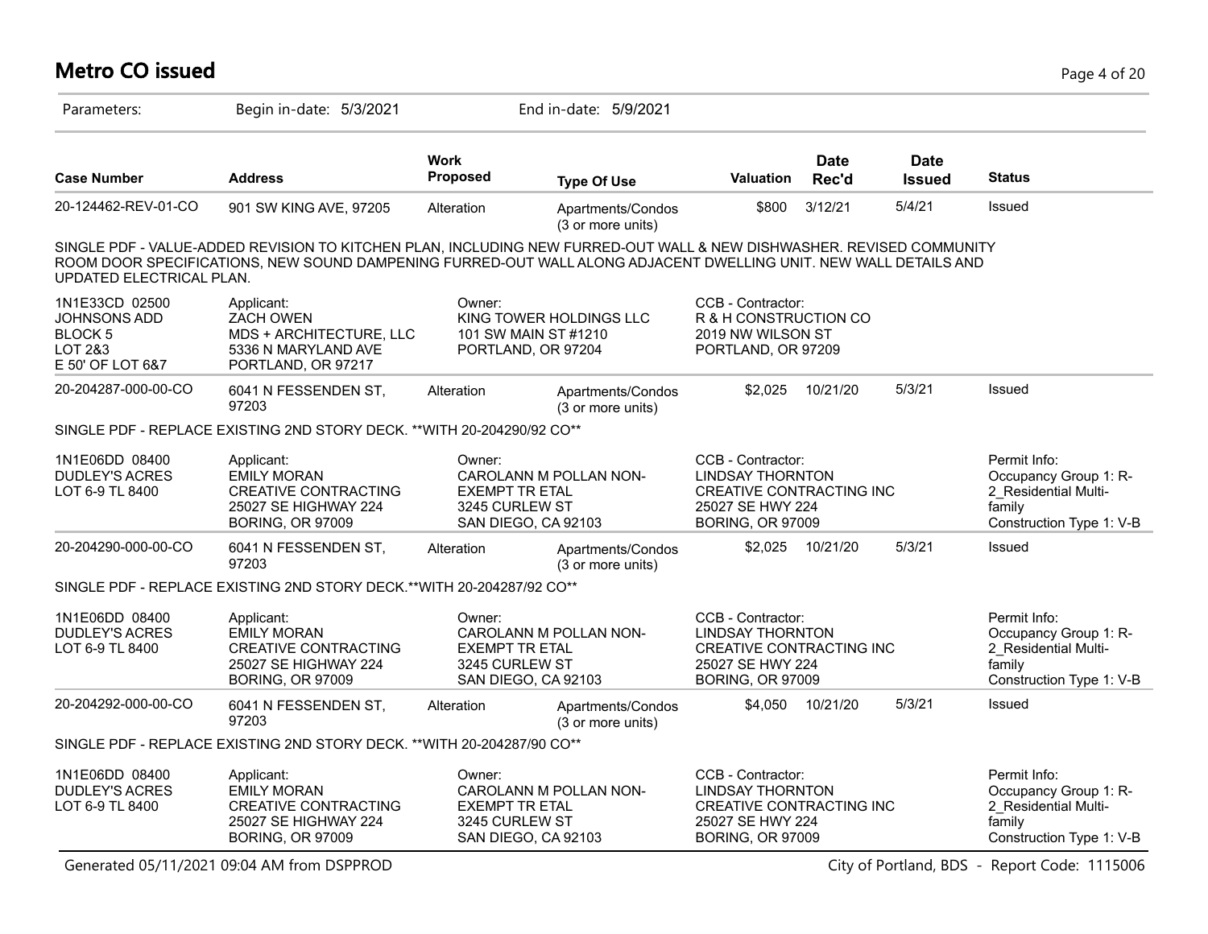# Metro CO issued

Parameters: Begin in-date: 5/3/2021 End in-date: 5/9/2021

| Case Number | Address | Work Proposed | Type Of Use | Valuation | Date Rec'd | Date Issued | Status |
|---|---|---|---|---|---|---|---|
| 20-124462-REV-01-CO | 901 SW KING AVE, 97205 | Alteration | Apartments/Condos (3 or more units) | $800 | 3/12/21 | 5/4/21 | Issued |

SINGLE PDF - VALUE-ADDED REVISION TO KITCHEN PLAN, INCLUDING NEW FURRED-OUT WALL & NEW DISHWASHER. REVISED COMMUNITY ROOM DOOR SPECIFICATIONS, NEW SOUND DAMPENING FURRED-OUT WALL ALONG ADJACENT DWELLING UNIT. NEW WALL DETAILS AND UPDATED ELECTRICAL PLAN.

1N1E33CD 02500
JOHNSONS ADD
BLOCK 5
LOT 2&3
E 50' OF LOT 6&7

Applicant:
ZACH OWEN
MDS + ARCHITECTURE, LLC
5336 N MARYLAND AVE
PORTLAND, OR 97217

Owner:
KING TOWER HOLDINGS LLC
101 SW MAIN ST #1210
PORTLAND, OR 97204

CCB - Contractor:
R & H CONSTRUCTION CO
2019 NW WILSON ST
PORTLAND, OR 97209

| Case Number | Address | Work Proposed | Type Of Use | Valuation | Date Rec'd | Date Issued | Status |
|---|---|---|---|---|---|---|---|
| 20-204287-000-00-CO | 6041 N FESSENDEN ST, 97203 | Alteration | Apartments/Condos (3 or more units) | $2,025 | 10/21/20 | 5/3/21 | Issued |

SINGLE PDF - REPLACE EXISTING 2ND STORY DECK. **WITH 20-204290/92 CO**

1N1E06DD 08400
DUDLEY'S ACRES
LOT 6-9 TL 8400

Applicant:
EMILY MORAN
CREATIVE CONTRACTING
25027 SE HIGHWAY 224
BORING, OR 97009

Owner:
CAROLANN M POLLAN NON-EXEMPT TR ETAL
3245 CURLEW ST
SAN DIEGO, CA 92103

CCB - Contractor:
LINDSAY THORNTON
CREATIVE CONTRACTING INC
25027 SE HWY 224
BORING, OR 97009

Permit Info:
Occupancy Group 1: R-2_Residential Multi-family
Construction Type 1: V-B

| Case Number | Address | Work Proposed | Type Of Use | Valuation | Date Rec'd | Date Issued | Status |
|---|---|---|---|---|---|---|---|
| 20-204290-000-00-CO | 6041 N FESSENDEN ST, 97203 | Alteration | Apartments/Condos (3 or more units) | $2,025 | 10/21/20 | 5/3/21 | Issued |

SINGLE PDF - REPLACE EXISTING 2ND STORY DECK.**WITH 20-204287/92 CO**

1N1E06DD 08400
DUDLEY'S ACRES
LOT 6-9 TL 8400

Applicant:
EMILY MORAN
CREATIVE CONTRACTING
25027 SE HIGHWAY 224
BORING, OR 97009

Owner:
CAROLANN M POLLAN NON-EXEMPT TR ETAL
3245 CURLEW ST
SAN DIEGO, CA 92103

CCB - Contractor:
LINDSAY THORNTON
CREATIVE CONTRACTING INC
25027 SE HWY 224
BORING, OR 97009

Permit Info:
Occupancy Group 1: R-2_Residential Multi-family
Construction Type 1: V-B

| Case Number | Address | Work Proposed | Type Of Use | Valuation | Date Rec'd | Date Issued | Status |
|---|---|---|---|---|---|---|---|
| 20-204292-000-00-CO | 6041 N FESSENDEN ST, 97203 | Alteration | Apartments/Condos (3 or more units) | $4,050 | 10/21/20 | 5/3/21 | Issued |

SINGLE PDF - REPLACE EXISTING 2ND STORY DECK. **WITH 20-204287/90 CO**

1N1E06DD 08400
DUDLEY'S ACRES
LOT 6-9 TL 8400

Applicant:
EMILY MORAN
CREATIVE CONTRACTING
25027 SE HIGHWAY 224
BORING, OR 97009

Owner:
CAROLANN M POLLAN NON-EXEMPT TR ETAL
3245 CURLEW ST
SAN DIEGO, CA 92103

CCB - Contractor:
LINDSAY THORNTON
CREATIVE CONTRACTING INC
25027 SE HWY 224
BORING, OR 97009

Permit Info:
Occupancy Group 1: R-2_Residential Multi-family
Construction Type 1: V-B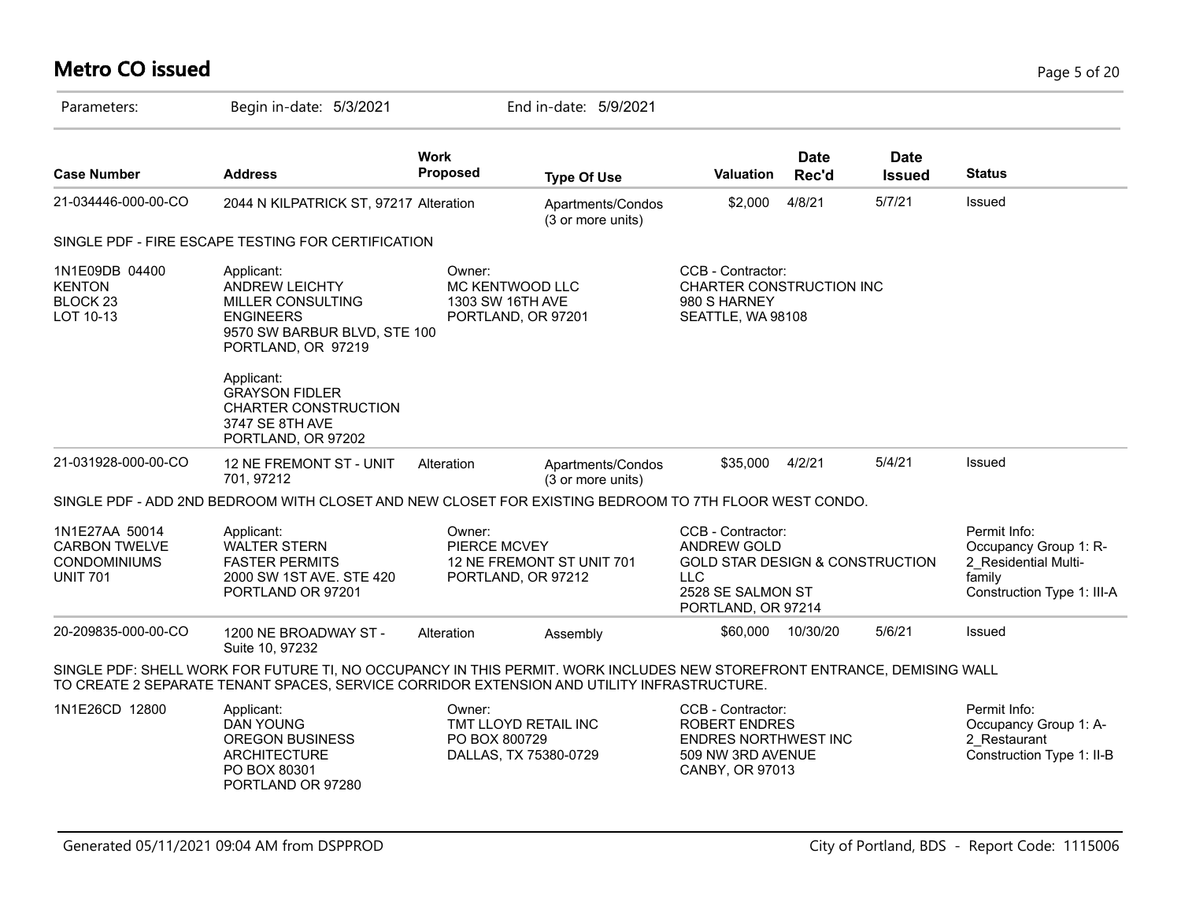# Metro CO issued

Parameters: Begin in-date: 5/3/2021 End in-date: 5/9/2021

| Case Number | Address | Work Proposed | Type Of Use | Valuation | Date Rec'd | Date Issued | Status |
|---|---|---|---|---|---|---|---|
| 21-034446-000-00-CO | 2044 N KILPATRICK ST, 97217 | Alteration | Apartments/Condos (3 or more units) | $2,000 | 4/8/21 | 5/7/21 | Issued |

SINGLE PDF - FIRE ESCAPE TESTING FOR CERTIFICATION

1N1E09DB 04400
KENTON
BLOCK 23
LOT 10-13

Applicant:
ANDREW LEICHTY
MILLER CONSULTING ENGINEERS
9570 SW BARBUR BLVD, STE 100
PORTLAND, OR 97219

Applicant:
GRAYSON FIDLER
CHARTER CONSTRUCTION
3747 SE 8TH AVE
PORTLAND, OR 97202

Owner:
MC KENTWOOD LLC
1303 SW 16TH AVE
PORTLAND, OR 97201

CCB - Contractor:
CHARTER CONSTRUCTION INC
980 S HARNEY
SEATTLE, WA 98108

| Case Number | Address | Work Proposed | Type Of Use | Valuation | Date Rec'd | Date Issued | Status |
|---|---|---|---|---|---|---|---|
| 21-031928-000-00-CO | 12 NE FREMONT ST - UNIT 701, 97212 | Alteration | Apartments/Condos (3 or more units) | $35,000 | 4/2/21 | 5/4/21 | Issued |

SINGLE PDF - ADD 2ND BEDROOM WITH CLOSET AND NEW CLOSET FOR EXISTING BEDROOM TO 7TH FLOOR WEST CONDO.

1N1E27AA 50014
CARBON TWELVE CONDOMINIUMS
UNIT 701

Applicant:
WALTER STERN
FASTER PERMITS
2000 SW 1ST AVE. STE 420
PORTLAND OR 97201

Owner:
PIERCE MCVEY
12 NE FREMONT ST UNIT 701
PORTLAND, OR 97212

CCB - Contractor:
ANDREW GOLD
GOLD STAR DESIGN & CONSTRUCTION LLC
2528 SE SALMON ST
PORTLAND, OR 97214

Permit Info:
Occupancy Group 1: R-2_Residential Multi-family
Construction Type 1: III-A

| Case Number | Address | Work Proposed | Type Of Use | Valuation | Date Rec'd | Date Issued | Status |
|---|---|---|---|---|---|---|---|
| 20-209835-000-00-CO | 1200 NE BROADWAY ST - Suite 10, 97232 | Alteration | Assembly | $60,000 | 10/30/20 | 5/6/21 | Issued |

SINGLE PDF: SHELL WORK FOR FUTURE TI, NO OCCUPANCY IN THIS PERMIT. WORK INCLUDES NEW STOREFRONT ENTRANCE, DEMISING WALL TO CREATE 2 SEPARATE TENANT SPACES, SERVICE CORRIDOR EXTENSION AND UTILITY INFRASTRUCTURE.

1N1E26CD 12800

Applicant:
DAN YOUNG
OREGON BUSINESS ARCHITECTURE
PO BOX 80301
PORTLAND OR 97280

Owner:
TMT LLOYD RETAIL INC
PO BOX 800729
DALLAS, TX 75380-0729

CCB - Contractor:
ROBERT ENDRES
ENDRES NORTHWEST INC
509 NW 3RD AVENUE
CANBY, OR 97013

Permit Info:
Occupancy Group 1: A-2_Restaurant
Construction Type 1: II-B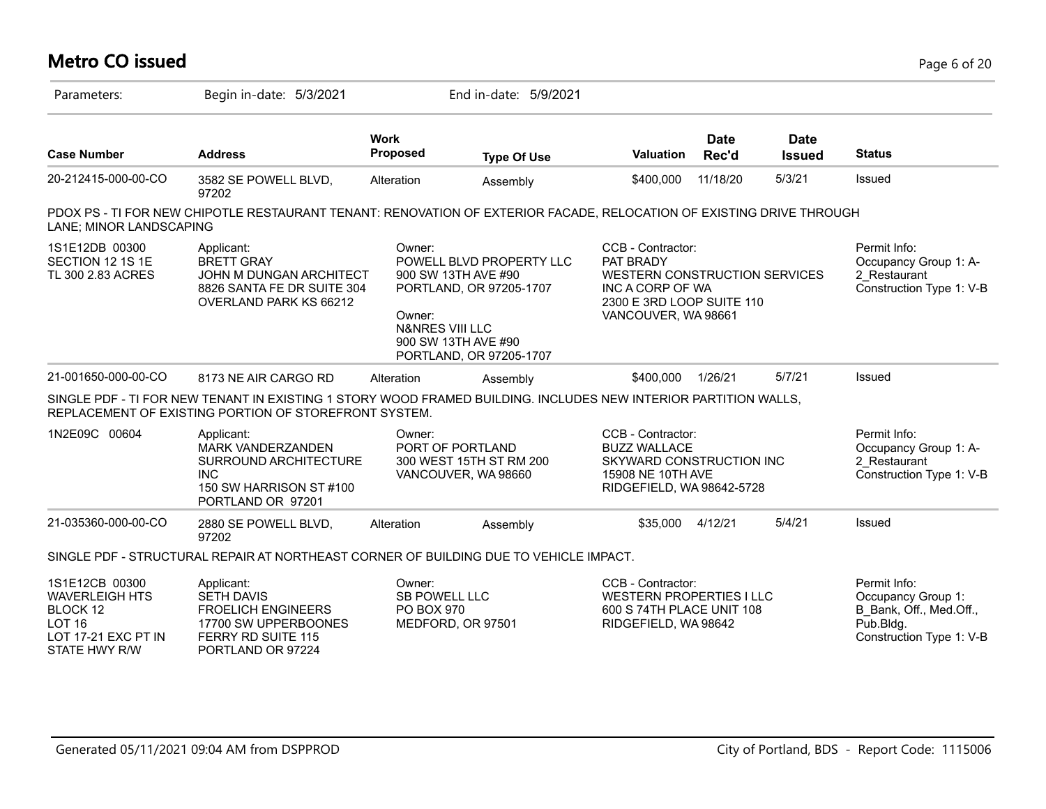# Metro CO issued

Parameters: Begin in-date: 5/3/2021 End in-date: 5/9/2021

| Case Number | Address | Work Proposed | Type Of Use | Valuation | Date Rec'd | Date Issued | Status |
|---|---|---|---|---|---|---|---|
| 20-212415-000-00-CO | 3582 SE POWELL BLVD, 97202 | Alteration | Assembly | $400,000 | 11/18/20 | 5/3/21 | Issued |

PDOX PS - TI FOR NEW CHIPOTLE RESTAURANT TENANT: RENOVATION OF EXTERIOR FACADE, RELOCATION OF EXISTING DRIVE THROUGH LANE; MINOR LANDSCAPING

| | Applicant | Owner | CCB - Contractor | Permit Info |
|---|---|---|---|---|
| 1S1E12DB 00300<br>SECTION 12 1S 1E<br>TL 300 2.83 ACRES | BRETT GRAY<br>JOHN M DUNGAN ARCHITECT<br>8826 SANTA FE DR SUITE 304<br>OVERLAND PARK KS 66212 | POWELL BLVD PROPERTY LLC<br>900 SW 13TH AVE #90<br>PORTLAND, OR 97205-1707<br><br>Owner:<br>N&NRES VIII LLC<br>900 SW 13TH AVE #90<br>PORTLAND, OR 97205-1707 | PAT BRADY<br>WESTERN CONSTRUCTION SERVICES INC A CORP OF WA<br>2300 E 3RD LOOP SUITE 110<br>VANCOUVER, WA 98661 | Occupancy Group 1: A-2_Restaurant<br>Construction Type 1: V-B |

| Case Number | Address | Work Proposed | Type Of Use | Valuation | Date Rec'd | Date Issued | Status |
|---|---|---|---|---|---|---|---|
| 21-001650-000-00-CO | 8173 NE AIR CARGO RD | Alteration | Assembly | $400,000 | 1/26/21 | 5/7/21 | Issued |

SINGLE PDF - TI FOR NEW TENANT IN EXISTING 1 STORY WOOD FRAMED BUILDING. INCLUDES NEW INTERIOR PARTITION WALLS, REPLACEMENT OF EXISTING PORTION OF STOREFRONT SYSTEM.

| | Applicant | Owner | CCB - Contractor | Permit Info |
|---|---|---|---|---|
| 1N2E09C 00604 | MARK VANDERZANDEN<br>SURROUND ARCHITECTURE INC<br>150 SW HARRISON ST #100<br>PORTLAND OR 97201 | PORT OF PORTLAND<br>300 WEST 15TH ST RM 200<br>VANCOUVER, WA 98660 | BUZZ WALLACE<br>SKYWARD CONSTRUCTION INC<br>15908 NE 10TH AVE<br>RIDGEFIELD, WA 98642-5728 | Occupancy Group 1: A-2_Restaurant<br>Construction Type 1: V-B |

| Case Number | Address | Work Proposed | Type Of Use | Valuation | Date Rec'd | Date Issued | Status |
|---|---|---|---|---|---|---|---|
| 21-035360-000-00-CO | 2880 SE POWELL BLVD, 97202 | Alteration | Assembly | $35,000 | 4/12/21 | 5/4/21 | Issued |

SINGLE PDF - STRUCTURAL REPAIR AT NORTHEAST CORNER OF BUILDING DUE TO VEHICLE IMPACT.

| | Applicant | Owner | CCB - Contractor | Permit Info |
|---|---|---|---|---|
| 1S1E12CB 00300<br>WAVERLEIGH HTS<br>BLOCK 12<br>LOT 16<br>LOT 17-21 EXC PT IN STATE HWY R/W | SETH DAVIS<br>FROELICH ENGINEERS<br>17700 SW UPPERBOONES FERRY RD SUITE 115<br>PORTLAND OR 97224 | SB POWELL LLC<br>PO BOX 970<br>MEDFORD, OR 97501 | WESTERN PROPERTIES I LLC<br>600 S 74TH PLACE UNIT 108<br>RIDGEFIELD, WA 98642 | Occupancy Group 1: B_Bank, Off., Med.Off., Pub.Bldg.<br>Construction Type 1: V-B |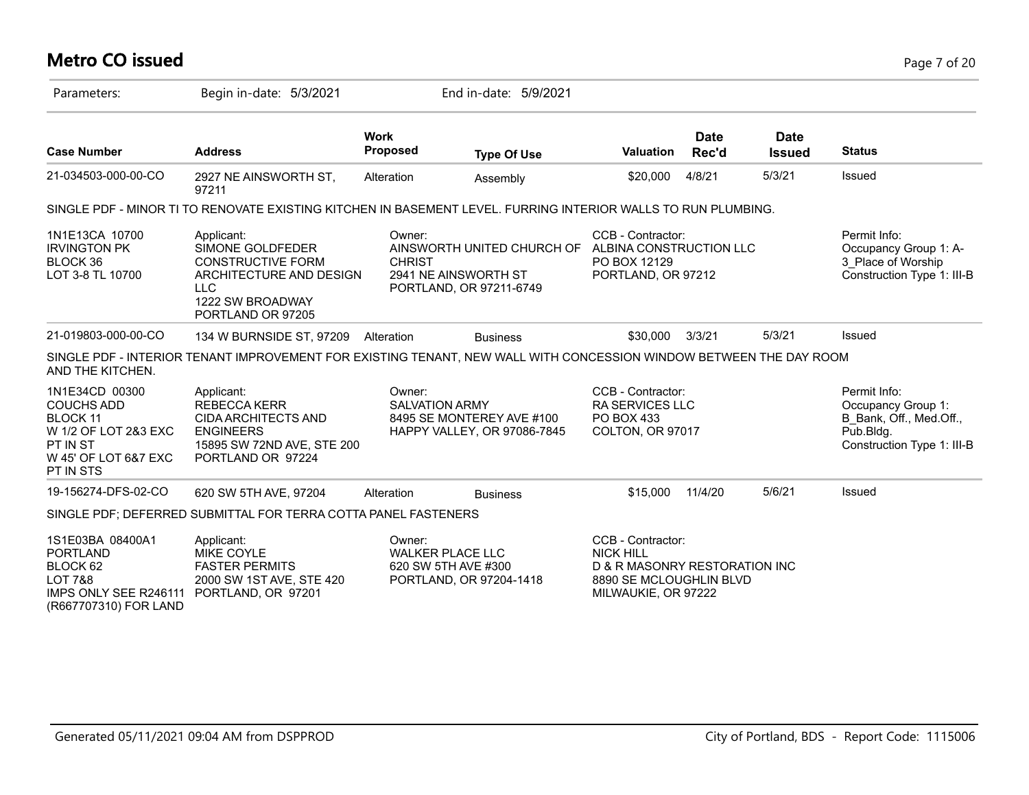# Metro CO issued

Parameters: Begin in-date: 5/3/2021 End in-date: 5/9/2021

| Case Number | Address | Work Proposed | Type Of Use | Valuation | Date Rec'd | Date Issued | Status |
|---|---|---|---|---|---|---|---|
| 21-034503-000-00-CO | 2927 NE AINSWORTH ST, 97211 | Alteration | Assembly | $20,000 | 4/8/21 | 5/3/21 | Issued |

SINGLE PDF - MINOR TI TO RENOVATE EXISTING KITCHEN IN BASEMENT LEVEL. FURRING INTERIOR WALLS TO RUN PLUMBING.

1N1E13CA 10700
IRVINGTON PK
BLOCK 36
LOT 3-8 TL 10700

Applicant:
SIMONE GOLDFEDER
CONSTRUCTIVE FORM ARCHITECTURE AND DESIGN LLC
1222 SW BROADWAY
PORTLAND OR 97205

Owner:
AINSWORTH UNITED CHURCH OF CHRIST
2941 NE AINSWORTH ST
PORTLAND, OR 97211-6749

CCB - Contractor:
ALBINA CONSTRUCTION LLC
PO BOX 12129
PORTLAND, OR 97212

Permit Info:
Occupancy Group 1: A-3_Place of Worship
Construction Type 1: III-B

| Case Number | Address | Work Proposed | Type Of Use | Valuation | Date Rec'd | Date Issued | Status |
|---|---|---|---|---|---|---|---|
| 21-019803-000-00-CO | 134 W BURNSIDE ST, 97209 | Alteration | Business | $30,000 | 3/3/21 | 5/3/21 | Issued |

SINGLE PDF - INTERIOR TENANT IMPROVEMENT FOR EXISTING TENANT, NEW WALL WITH CONCESSION WINDOW BETWEEN THE DAY ROOM AND THE KITCHEN.

1N1E34CD 00300
COUCHS ADD
BLOCK 11
W 1/2 OF LOT 2&3 EXC PT IN ST
W 45' OF LOT 6&7 EXC PT IN STS

Applicant:
REBECCA KERR
CIDA ARCHITECTS AND ENGINEERS
15895 SW 72ND AVE, STE 200
PORTLAND OR 97224

Owner:
SALVATION ARMY
8495 SE MONTEREY AVE #100
HAPPY VALLEY, OR 97086-7845

CCB - Contractor:
RA SERVICES LLC
PO BOX 433
COLTON, OR 97017

Permit Info:
Occupancy Group 1: B_Bank, Off., Med.Off., Pub.Bldg.
Construction Type 1: III-B

| Case Number | Address | Work Proposed | Type Of Use | Valuation | Date Rec'd | Date Issued | Status |
|---|---|---|---|---|---|---|---|
| 19-156274-DFS-02-CO | 620 SW 5TH AVE, 97204 | Alteration | Business | $15,000 | 11/4/20 | 5/6/21 | Issued |

SINGLE PDF; DEFERRED SUBMITTAL FOR TERRA COTTA PANEL FASTENERS

1S1E03BA 08400A1
PORTLAND
BLOCK 62
LOT 7&8
IMPS ONLY SEE R246111 (R667707310) FOR LAND

Applicant:
MIKE COYLE
FASTER PERMITS
2000 SW 1ST AVE, STE 420
PORTLAND, OR 97201

Owner:
WALKER PLACE LLC
620 SW 5TH AVE #300
PORTLAND, OR 97204-1418

CCB - Contractor:
NICK HILL
D & R MASONRY RESTORATION INC
8890 SE MCLOUGHLIN BLVD
MILWAUKIE, OR 97222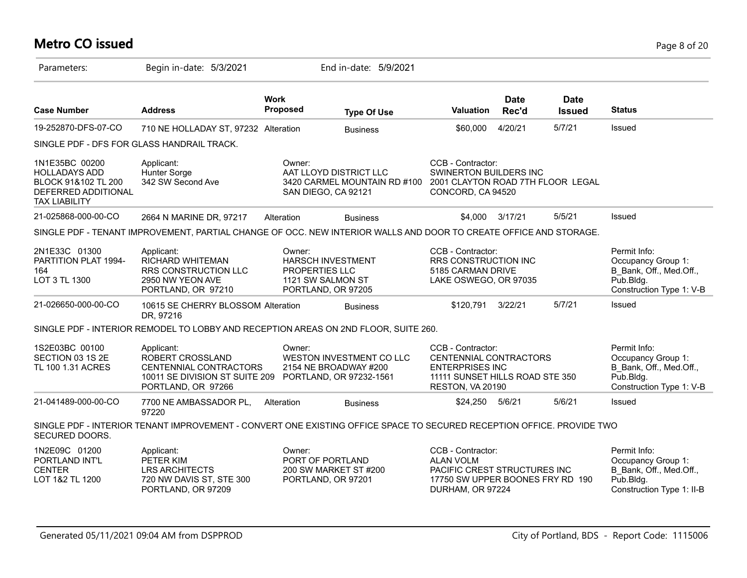# Metro CO issued

Parameters: Begin in-date: 5/3/2021 End in-date: 5/9/2021

| Case Number | Address | Work Proposed | Type Of Use | Valuation | Date Rec'd | Date Issued | Status |
|---|---|---|---|---|---|---|---|
| 19-252870-DFS-07-CO | 710 NE HOLLADAY ST, 97232 | Alteration | Business | $60,000 | 4/20/21 | 5/7/21 | Issued |

SINGLE PDF - DFS FOR GLASS HANDRAIL TRACK.

| | | | |
|---|---|---|---|
| 1N1E35BC 00200<br>HOLLADAYS ADD<br>BLOCK 91&102 TL 200<br>DEFERRED ADDITIONAL<br>TAX LIABILITY | Applicant:<br>Hunter Sorge<br>342 SW Second Ave | Owner:<br>AAT LLOYD DISTRICT LLC<br>3420 CARMEL MOUNTAIN RD #100<br>SAN DIEGO, CA 92121 | CCB - Contractor:<br>SWINERTON BUILDERS INC<br>2001 CLAYTON ROAD 7TH FLOOR LEGAL<br>CONCORD, CA 94520 |

| Case Number | Address | Work Proposed | Type Of Use | Valuation | Date Rec'd | Date Issued | Status |
|---|---|---|---|---|---|---|---|
| 21-025868-000-00-CO | 2664 N MARINE DR, 97217 | Alteration | Business | $4,000 | 3/17/21 | 5/5/21 | Issued |

SINGLE PDF - TENANT IMPROVEMENT, PARTIAL CHANGE OF OCC. NEW INTERIOR WALLS AND DOOR TO CREATE OFFICE AND STORAGE.

| | | | | |
|---|---|---|---|---|
| 2N1E33C 01300<br>PARTITION PLAT 1994-164<br>LOT 3 TL 1300 | Applicant:<br>RICHARD WHITEMAN<br>RRS CONSTRUCTION LLC<br>2950 NW YEON AVE<br>PORTLAND, OR 97210 | Owner:<br>HARSCH INVESTMENT PROPERTIES LLC<br>1121 SW SALMON ST<br>PORTLAND, OR 97205 | CCB - Contractor:<br>RRS CONSTRUCTION INC<br>5185 CARMAN DRIVE<br>LAKE OSWEGO, OR 97035 | Permit Info:<br>Occupancy Group 1: B_Bank, Off., Med.Off., Pub.Bldg.<br>Construction Type 1: V-B |

| Case Number | Address | Work Proposed | Type Of Use | Valuation | Date Rec'd | Date Issued | Status |
|---|---|---|---|---|---|---|---|
| 21-026650-000-00-CO | 10615 SE CHERRY BLOSSOM DR, 97216 | Alteration | Business | $120,791 | 3/22/21 | 5/7/21 | Issued |

SINGLE PDF - INTERIOR REMODEL TO LOBBY AND RECEPTION AREAS ON 2ND FLOOR, SUITE 260.

| | | | | |
|---|---|---|---|---|
| 1S2E03BC 00100<br>SECTION 03 1S 2E<br>TL 100 1.31 ACRES | Applicant:<br>ROBERT CROSSLAND<br>CENTENNIAL CONTRACTORS<br>10011 SE DIVISION ST SUITE 209<br>PORTLAND, OR 97266 | Owner:<br>WESTON INVESTMENT CO LLC<br>2154 NE BROADWAY #200<br>PORTLAND, OR 97232-1561 | CCB - Contractor:<br>CENTENNIAL CONTRACTORS ENTERPRISES INC<br>11111 SUNSET HILLS ROAD STE 350<br>RESTON, VA 20190 | Permit Info:<br>Occupancy Group 1: B_Bank, Off., Med.Off., Pub.Bldg.<br>Construction Type 1: V-B |

| Case Number | Address | Work Proposed | Type Of Use | Valuation | Date Rec'd | Date Issued | Status |
|---|---|---|---|---|---|---|---|
| 21-041489-000-00-CO | 7700 NE AMBASSADOR PL, 97220 | Alteration | Business | $24,250 | 5/6/21 | 5/6/21 | Issued |

SINGLE PDF - INTERIOR TENANT IMPROVEMENT - CONVERT ONE EXISTING OFFICE SPACE TO SECURED RECEPTION OFFICE. PROVIDE TWO SECURED DOORS.

| | | | | |
|---|---|---|---|---|
| 1N2E09C 01200<br>PORTLAND INT'L CENTER<br>LOT 1&2 TL 1200 | Applicant:<br>PETER KIM<br>LRS ARCHITECTS<br>720 NW DAVIS ST, STE 300<br>PORTLAND, OR 97209 | Owner:<br>PORT OF PORTLAND<br>200 SW MARKET ST #200<br>PORTLAND, OR 97201 | CCB - Contractor:<br>ALAN VOLM<br>PACIFIC CREST STRUCTURES INC<br>17750 SW UPPER BOONES FRY RD 190<br>DURHAM, OR 97224 | Permit Info:<br>Occupancy Group 1: B_Bank, Off., Med.Off., Pub.Bldg.<br>Construction Type 1: II-B |

Generated 05/11/2021 09:04 AM from DSPPROD City of Portland, BDS - Report Code: 1115006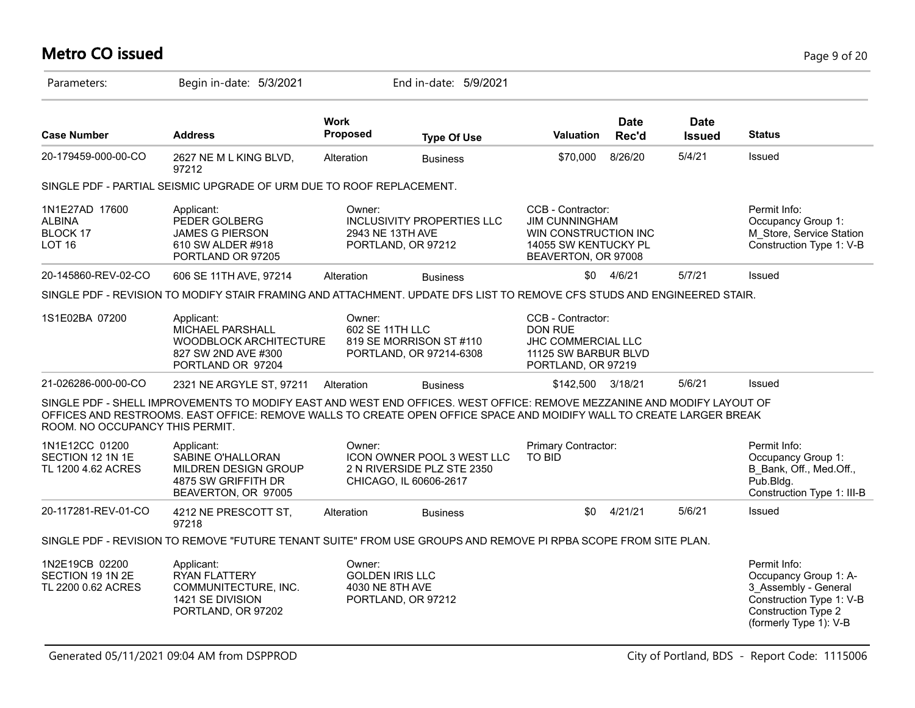# Metro CO issued

Parameters: Begin in-date: 5/3/2021 End in-date: 5/9/2021

| Case Number | Address | Work Proposed | Type Of Use | Valuation | Date Rec'd | Date Issued | Status |
|---|---|---|---|---|---|---|---|
| 20-179459-000-00-CO | 2627 NE M L KING BLVD, 97212 | Alteration | Business | $70,000 | 8/26/20 | 5/4/21 | Issued |

SINGLE PDF - PARTIAL SEISMIC UPGRADE OF URM DUE TO ROOF REPLACEMENT.

| | Applicant | Owner | CCB - Contractor | Permit Info |
|---|---|---|---|---|
| 1N1E27AD 17600<br>ALBINA<br>BLOCK 17<br>LOT 16 | Applicant:<br>PEDER GOLBERG<br>JAMES G PIERSON<br>610 SW ALDER #918<br>PORTLAND OR 97205 | Owner:<br>INCLUSIVITY PROPERTIES LLC<br>2943 NE 13TH AVE<br>PORTLAND, OR 97212 | CCB - Contractor:<br>JIM CUNNINGHAM<br>WIN CONSTRUCTION INC<br>14055 SW KENTUCKY PL<br>BEAVERTON, OR 97008 | Permit Info:<br>Occupancy Group 1: M_Store, Service Station<br>Construction Type 1: V-B |

| Case Number | Address | Work Proposed | Type Of Use | Valuation | Date Rec'd | Date Issued | Status |
|---|---|---|---|---|---|---|---|
| 20-145860-REV-02-CO | 606 SE 11TH AVE, 97214 | Alteration | Business | $0 | 4/6/21 | 5/7/21 | Issued |

SINGLE PDF - REVISION TO MODIFY STAIR FRAMING AND ATTACHMENT. UPDATE DFS LIST TO REMOVE CFS STUDS AND ENGINEERED STAIR.

| | Applicant | Owner | CCB - Contractor |
|---|---|---|---|
| 1S1E02BA 07200 | Applicant:<br>MICHAEL PARSHALL<br>WOODBLOCK ARCHITECTURE<br>827 SW 2ND AVE #300<br>PORTLAND OR 97204 | Owner:<br>602 SE 11TH LLC<br>819 SE MORRISON ST #110<br>PORTLAND, OR 97214-6308 | CCB - Contractor:<br>DON RUE<br>JHC COMMERCIAL LLC<br>11125 SW BARBUR BLVD<br>PORTLAND, OR 97219 |

| Case Number | Address | Work Proposed | Type Of Use | Valuation | Date Rec'd | Date Issued | Status |
|---|---|---|---|---|---|---|---|
| 21-026286-000-00-CO | 2321 NE ARGYLE ST, 97211 | Alteration | Business | $142,500 | 3/18/21 | 5/6/21 | Issued |

SINGLE PDF - SHELL IMPROVEMENTS TO MODIFY EAST AND WEST END OFFICES. WEST OFFICE: REMOVE MEZZANINE AND MODIFY LAYOUT OF OFFICES AND RESTROOMS. EAST OFFICE: REMOVE WALLS TO CREATE OPEN OFFICE SPACE AND MOIDIFY WALL TO CREATE LARGER BREAK ROOM. NO OCCUPANCY THIS PERMIT.

| | Applicant | Owner | Primary Contractor | Permit Info |
|---|---|---|---|---|
| 1N1E12CC 01200<br>SECTION 12 1N 1E<br>TL 1200 4.62 ACRES | Applicant:<br>SABINE O'HALLORAN<br>MILDREN DESIGN GROUP<br>4875 SW GRIFFITH DR<br>BEAVERTON, OR 97005 | Owner:<br>ICON OWNER POOL 3 WEST LLC<br>2 N RIVERSIDE PLZ STE 2350<br>CHICAGO, IL 60606-2617 | Primary Contractor:<br>TO BID | Permit Info:<br>Occupancy Group 1: B_Bank, Off., Med.Off., Pub.Bldg.<br>Construction Type 1: III-B |

| Case Number | Address | Work Proposed | Type Of Use | Valuation | Date Rec'd | Date Issued | Status |
|---|---|---|---|---|---|---|---|
| 20-117281-REV-01-CO | 4212 NE PRESCOTT ST, 97218 | Alteration | Business | $0 | 4/21/21 | 5/6/21 | Issued |

SINGLE PDF - REVISION TO REMOVE "FUTURE TENANT SUITE" FROM USE GROUPS AND REMOVE PI RPBA SCOPE FROM SITE PLAN.

| | Applicant | Owner | Permit Info |
|---|---|---|---|
| 1N2E19CB 02200<br>SECTION 19 1N 2E<br>TL 2200 0.62 ACRES | Applicant:<br>RYAN FLATTERY<br>COMMUNITECTURE, INC.<br>1421 SE DIVISION<br>PORTLAND, OR 97202 | Owner:<br>GOLDEN IRIS LLC<br>4030 NE 8TH AVE<br>PORTLAND, OR 97212 | Permit Info:<br>Occupancy Group 1: A-3_Assembly - General<br>Construction Type 1: V-B<br>Construction Type 2 (formerly Type 1): V-B |

Generated 05/11/2021 09:04 AM from DSPPROD City of Portland, BDS - Report Code: 1115006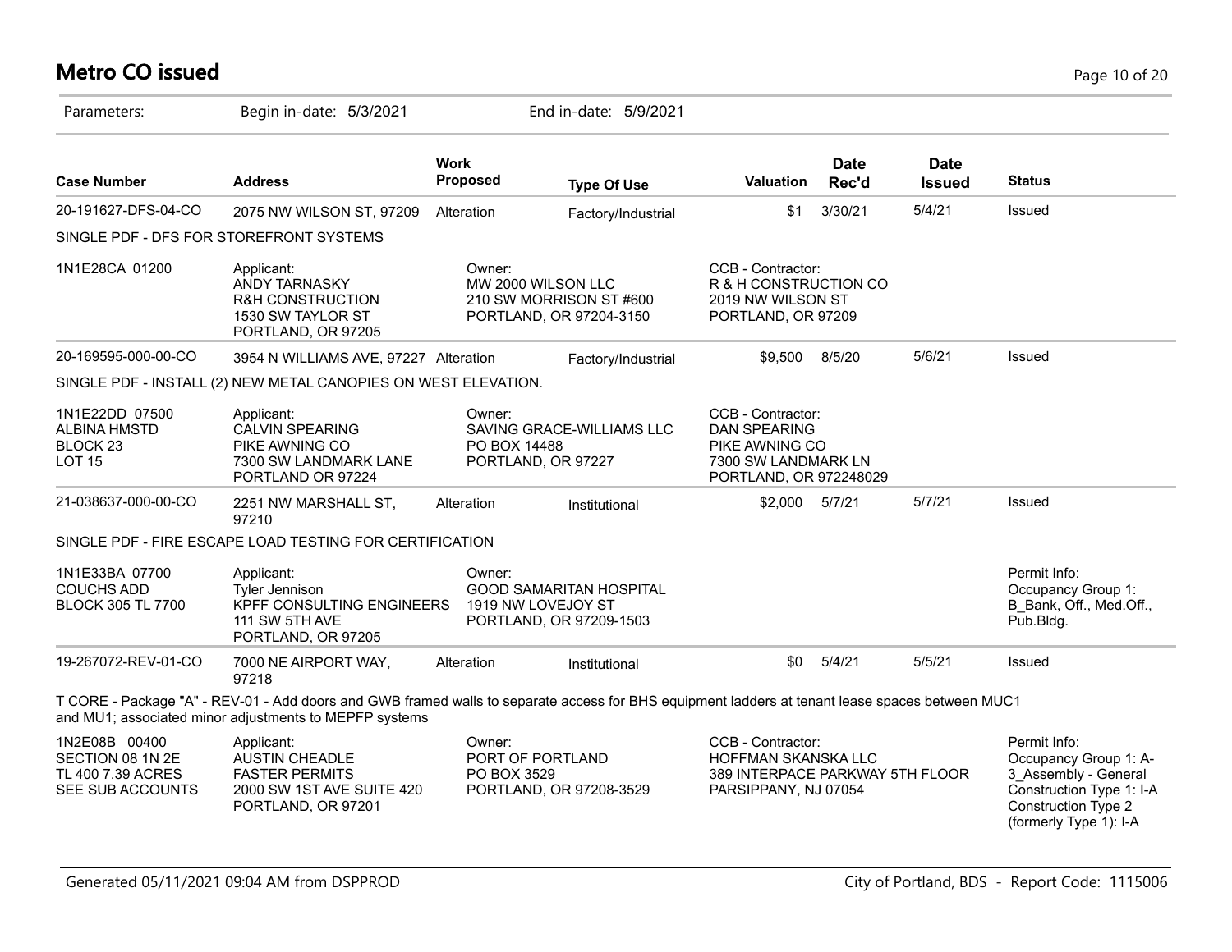# Metro CO issued

Parameters: Begin in-date: 5/3/2021 End in-date: 5/9/2021

| Case Number | Address | Work Proposed | Type Of Use | Valuation | Date Rec'd | Date Issued | Status |
|---|---|---|---|---|---|---|---|
| 20-191627-DFS-04-CO | 2075 NW WILSON ST, 97209 | Alteration | Factory/Industrial | $1 | 3/30/21 | 5/4/21 | Issued |
| SINGLE PDF - DFS FOR STOREFRONT SYSTEMS | | | | | | | |
| 1N1E28CA 01200 | Applicant: ANDY TARNASKY R&H CONSTRUCTION 1530 SW TAYLOR ST PORTLAND, OR 97205 | Owner: MW 2000 WILSON LLC 210 SW MORRISON ST #600 PORTLAND, OR 97204-3150 | | CCB - Contractor: R & H CONSTRUCTION CO 2019 NW WILSON ST PORTLAND, OR 97209 | | | |
| 20-169595-000-00-CO | 3954 N WILLIAMS AVE, 97227 | Alteration | Factory/Industrial | $9,500 | 8/5/20 | 5/6/21 | Issued |
| SINGLE PDF - INSTALL (2) NEW METAL CANOPIES ON WEST ELEVATION. | | | | | | | |
| 1N1E22DD 07500 ALBINA HMSTD BLOCK 23 LOT 15 | Applicant: CALVIN SPEARING PIKE AWNING CO 7300 SW LANDMARK LANE PORTLAND OR 97224 | Owner: SAVING GRACE-WILLIAMS LLC PO BOX 14488 PORTLAND, OR 97227 | | CCB - Contractor: DAN SPEARING PIKE AWNING CO 7300 SW LANDMARK LN PORTLAND, OR 972248029 | | | |
| 21-038637-000-00-CO | 2251 NW MARSHALL ST, 97210 | Alteration | Institutional | $2,000 | 5/7/21 | 5/7/21 | Issued |
| SINGLE PDF - FIRE ESCAPE LOAD TESTING FOR CERTIFICATION | | | | | | | |
| 1N1E33BA 07700 COUCHS ADD BLOCK 305 TL 7700 | Applicant: Tyler Jennison KPFF CONSULTING ENGINEERS 111 SW 5TH AVE PORTLAND, OR 97205 | Owner: GOOD SAMARITAN HOSPITAL 1919 NW LOVEJOY ST PORTLAND, OR 97209-1503 | | | | | Permit Info: Occupancy Group 1: B_Bank, Off., Med.Off., Pub.Bldg. |
| 19-267072-REV-01-CO | 7000 NE AIRPORT WAY, 97218 | Alteration | Institutional | $0 | 5/4/21 | 5/5/21 | Issued |
| T CORE - Package "A" - REV-01 - Add doors and GWB framed walls to separate access for BHS equipment ladders at tenant lease spaces between MUC1 and MU1; associated minor adjustments to MEPFP systems | | | | | | | |
| 1N2E08B 00400 SECTION 08 1N 2E TL 400 7.39 ACRES SEE SUB ACCOUNTS | Applicant: AUSTIN CHEADLE FASTER PERMITS 2000 SW 1ST AVE SUITE 420 PORTLAND, OR 97201 | Owner: PORT OF PORTLAND PO BOX 3529 PORTLAND, OR 97208-3529 | | CCB - Contractor: HOFFMAN SKANSKA LLC 389 INTERPACE PARKWAY 5TH FLOOR PARSIPPANY, NJ 07054 | | | Permit Info: Occupancy Group 1: A-3_Assembly - General Construction Type 1: I-A Construction Type 2 (formerly Type 1): I-A |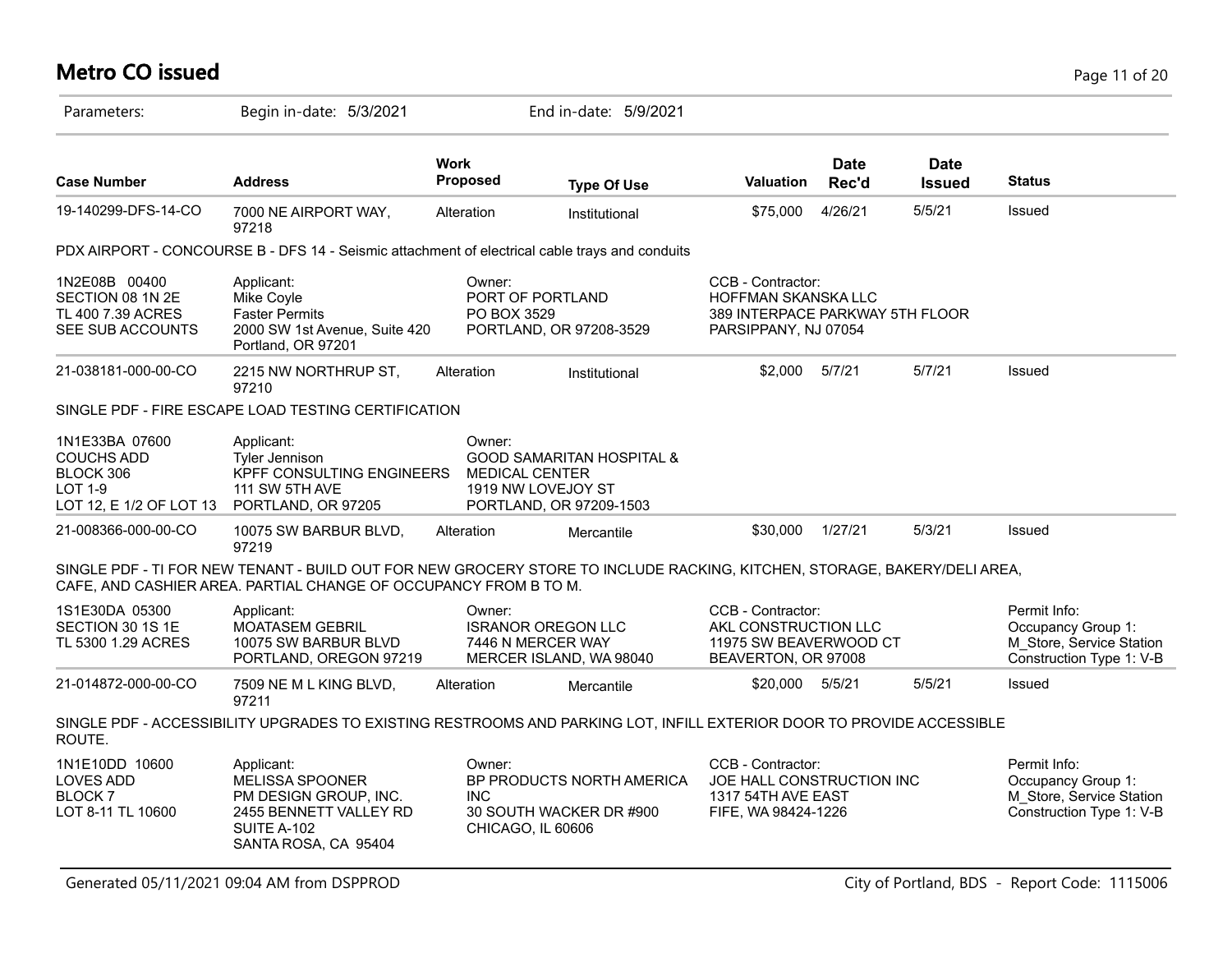# Metro CO issued

Parameters: Begin in-date: 5/3/2021 End in-date: 5/9/2021

| Case Number | Address | Work Proposed | Type Of Use | Valuation | Date Rec'd | Date Issued | Status |
|---|---|---|---|---|---|---|---|
| 19-140299-DFS-14-CO | 7000 NE AIRPORT WAY, 97218 | Alteration | Institutional | $75,000 | 4/26/21 | 5/5/21 | Issued |

PDX AIRPORT - CONCOURSE B - DFS 14 - Seismic attachment of electrical cable trays and conduits

| | Applicant: | Owner: | CCB - Contractor: | Permit Info: |
|---|---|---|---|---|
| 1N2E08B 00400<br>SECTION 08 1N 2E<br>TL 400 7.39 ACRES<br>SEE SUB ACCOUNTS | Mike Coyle<br>Faster Permits<br>2000 SW 1st Avenue, Suite 420<br>Portland, OR 97201 | PORT OF PORTLAND<br>PO BOX 3529<br>PORTLAND, OR 97208-3529 | HOFFMAN SKANSKA LLC<br>389 INTERPACE PARKWAY 5TH FLOOR<br>PARSIPPANY, NJ 07054 | |

| Case Number | Address | Work Proposed | Type Of Use | Valuation | Date Rec'd | Date Issued | Status |
|---|---|---|---|---|---|---|---|
| 21-038181-000-00-CO | 2215 NW NORTHRUP ST, 97210 | Alteration | Institutional | $2,000 | 5/7/21 | 5/7/21 | Issued |

SINGLE PDF - FIRE ESCAPE LOAD TESTING CERTIFICATION

| | Applicant: | Owner: | CCB - Contractor: | Permit Info: |
|---|---|---|---|---|
| 1N1E33BA 07600<br>COUCHS ADD<br>BLOCK 306<br>LOT 1-9<br>LOT 12, E 1/2 OF LOT 13 | Tyler Jennison<br>KPFF CONSULTING ENGINEERS<br>111 SW 5TH AVE<br>PORTLAND, OR 97205 | GOOD SAMARITAN HOSPITAL & MEDICAL CENTER<br>1919 NW LOVEJOY ST<br>PORTLAND, OR 97209-1503 | | |

| Case Number | Address | Work Proposed | Type Of Use | Valuation | Date Rec'd | Date Issued | Status |
|---|---|---|---|---|---|---|---|
| 21-008366-000-00-CO | 10075 SW BARBUR BLVD, 97219 | Alteration | Mercantile | $30,000 | 1/27/21 | 5/3/21 | Issued |

SINGLE PDF - TI FOR NEW TENANT - BUILD OUT FOR NEW GROCERY STORE TO INCLUDE RACKING, KITCHEN, STORAGE, BAKERY/DELI AREA, CAFE, AND CASHIER AREA. PARTIAL CHANGE OF OCCUPANCY FROM B TO M.

| | Applicant: | Owner: | CCB - Contractor: | Permit Info: |
|---|---|---|---|---|
| 1S1E30DA 05300<br>SECTION 30 1S 1E<br>TL 5300 1.29 ACRES | MOATASEM GEBRIL<br>10075 SW BARBUR BLVD<br>PORTLAND, OREGON 97219 | ISRANOR OREGON LLC<br>7446 N MERCER WAY<br>MERCER ISLAND, WA 98040 | AKL CONSTRUCTION LLC<br>11975 SW BEAVERWOOD CT<br>BEAVERTON, OR 97008 | Occupancy Group 1: M_Store, Service Station<br>Construction Type 1: V-B |

| Case Number | Address | Work Proposed | Type Of Use | Valuation | Date Rec'd | Date Issued | Status |
|---|---|---|---|---|---|---|---|
| 21-014872-000-00-CO | 7509 NE M L KING BLVD, 97211 | Alteration | Mercantile | $20,000 | 5/5/21 | 5/5/21 | Issued |

SINGLE PDF - ACCESSIBILITY UPGRADES TO EXISTING RESTROOMS AND PARKING LOT, INFILL EXTERIOR DOOR TO PROVIDE ACCESSIBLE ROUTE.

| | Applicant: | Owner: | CCB - Contractor: | Permit Info: |
|---|---|---|---|---|
| 1N1E10DD 10600<br>LOVES ADD<br>BLOCK 7<br>LOT 8-11 TL 10600 | MELISSA SPOONER<br>PM DESIGN GROUP, INC.<br>2455 BENNETT VALLEY RD<br>SUITE A-102<br>SANTA ROSA, CA 95404 | BP PRODUCTS NORTH AMERICA INC<br>30 SOUTH WACKER DR #900<br>CHICAGO, IL 60606 | JOE HALL CONSTRUCTION INC<br>1317 54TH AVE EAST<br>FIFE, WA 98424-1226 | Occupancy Group 1: M_Store, Service Station<br>Construction Type 1: V-B |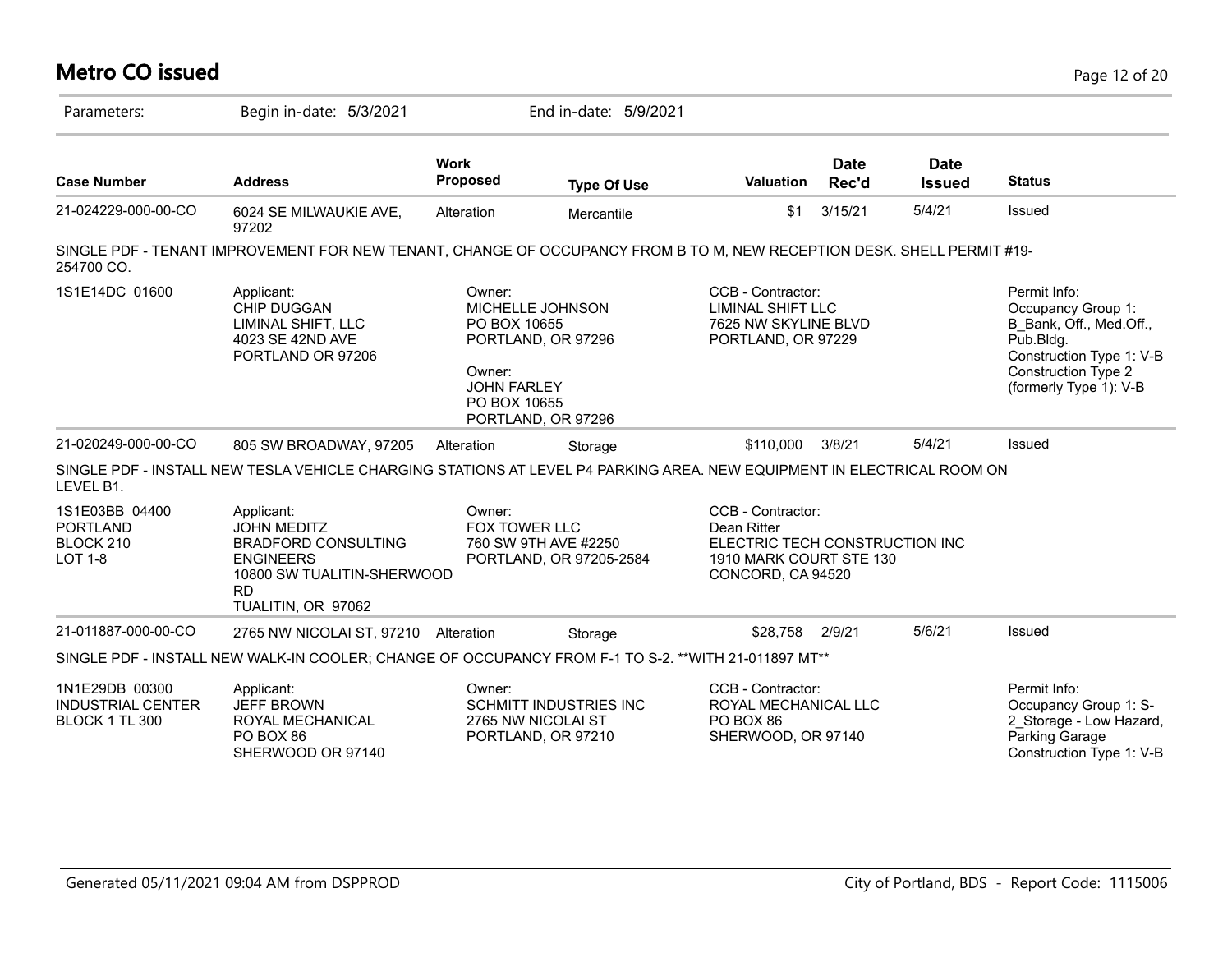# Metro CO issued

Parameters: Begin in-date: 5/3/2021 End in-date: 5/9/2021

| Case Number | Address | Work Proposed | Type Of Use | Valuation | Date Rec'd | Date Issued | Status |
|---|---|---|---|---|---|---|---|
| 21-024229-000-00-CO | 6024 SE MILWAUKIE AVE, 97202 | Alteration | Mercantile | $1 | 3/15/21 | 5/4/21 | Issued |

SINGLE PDF - TENANT IMPROVEMENT FOR NEW TENANT, CHANGE OF OCCUPANCY FROM B TO M, NEW RECEPTION DESK. SHELL PERMIT #19-254700 CO.

1S1E14DC 01600

Applicant:
CHIP DUGGAN
LIMINAL SHIFT, LLC
4023 SE 42ND AVE
PORTLAND OR 97206

Owner:
MICHELLE JOHNSON
PO BOX 10655
PORTLAND, OR 97296

Owner:
JOHN FARLEY
PO BOX 10655
PORTLAND, OR 97296

CCB - Contractor:
LIMINAL SHIFT LLC
7625 NW SKYLINE BLVD
PORTLAND, OR 97229

Permit Info:
Occupancy Group 1: B_Bank, Off., Med.Off., Pub.Bldg.
Construction Type 1: V-B
Construction Type 2 (formerly Type 1): V-B

| Case Number | Address | Work Proposed | Type Of Use | Valuation | Date Rec'd | Date Issued | Status |
|---|---|---|---|---|---|---|---|
| 21-020249-000-00-CO | 805 SW BROADWAY, 97205 | Alteration | Storage | $110,000 | 3/8/21 | 5/4/21 | Issued |

SINGLE PDF - INSTALL NEW TESLA VEHICLE CHARGING STATIONS AT LEVEL P4 PARKING AREA. NEW EQUIPMENT IN ELECTRICAL ROOM ON LEVEL B1.

1S1E03BB 04400
PORTLAND
BLOCK 210
LOT 1-8

Applicant:
JOHN MEDITZ
BRADFORD CONSULTING ENGINEERS
10800 SW TUALITIN-SHERWOOD RD
TUALITIN, OR 97062

Owner:
FOX TOWER LLC
760 SW 9TH AVE #2250
PORTLAND, OR 97205-2584

CCB - Contractor:
Dean Ritter
ELECTRIC TECH CONSTRUCTION INC
1910 MARK COURT STE 130
CONCORD, CA 94520

| Case Number | Address | Work Proposed | Type Of Use | Valuation | Date Rec'd | Date Issued | Status |
|---|---|---|---|---|---|---|---|
| 21-011887-000-00-CO | 2765 NW NICOLAI ST, 97210 | Alteration | Storage | $28,758 | 2/9/21 | 5/6/21 | Issued |

SINGLE PDF - INSTALL NEW WALK-IN COOLER; CHANGE OF OCCUPANCY FROM F-1 TO S-2. **WITH 21-011897 MT**

1N1E29DB 00300
INDUSTRIAL CENTER
BLOCK 1 TL 300

Applicant:
JEFF BROWN
ROYAL MECHANICAL
PO BOX 86
SHERWOOD OR 97140

Owner:
SCHMITT INDUSTRIES INC
2765 NW NICOLAI ST
PORTLAND, OR 97210

CCB - Contractor:
ROYAL MECHANICAL LLC
PO BOX 86
SHERWOOD, OR 97140

Permit Info:
Occupancy Group 1: S-2_Storage - Low Hazard, Parking Garage
Construction Type 1: V-B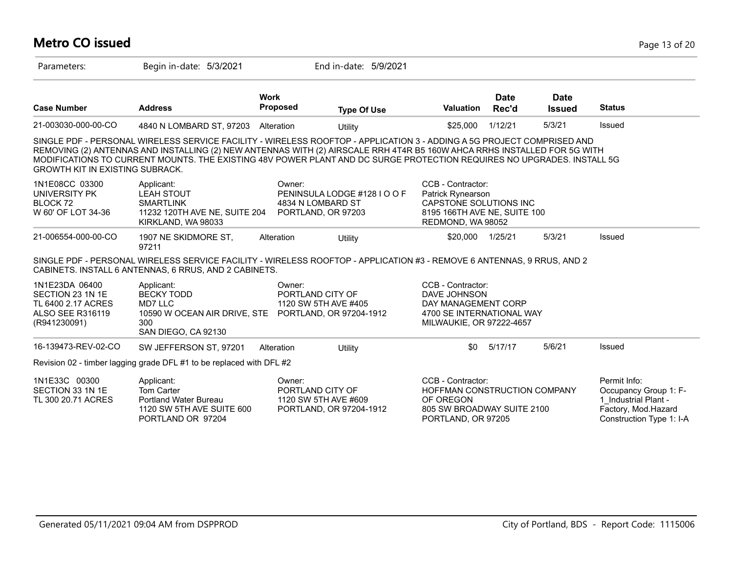# Metro CO issued

Parameters: Begin in-date: 5/3/2021 End in-date: 5/9/2021

| Case Number | Address | Work Proposed | Type Of Use | Valuation | Date Rec'd | Date Issued | Status |
|---|---|---|---|---|---|---|---|
| 21-003030-000-00-CO | 4840 N LOMBARD ST, 97203 | Alteration | Utility | $25,000 | 1/12/21 | 5/3/21 | Issued |

SINGLE PDF - PERSONAL WIRELESS SERVICE FACILITY - WIRELESS ROOFTOP - APPLICATION 3 - ADDING A 5G PROJECT COMPRISED AND REMOVING (2) ANTENNAS AND INSTALLING (2) NEW ANTENNAS WITH (2) AIRSCALE RRH 4T4R B5 160W AHCA RRHS INSTALLED FOR 5G WITH MODIFICATIONS TO CURRENT MOUNTS. THE EXISTING 48V POWER PLANT AND DC SURGE PROTECTION REQUIRES NO UPGRADES. INSTALL 5G GROWTH KIT IN EXISTING SUBRACK.

1N1E08CC 03300
UNIVERSITY PK
BLOCK 72
W 60' OF LOT 34-36

Applicant:
LEAH STOUT
SMARTLINK
11232 120TH AVE NE, SUITE 204
KIRKLAND, WA 98033

Owner:
PENINSULA LODGE #128 I O O F
4834 N LOMBARD ST
PORTLAND, OR 97203

CCB - Contractor:
Patrick Rynearson
CAPSTONE SOLUTIONS INC
8195 166TH AVE NE, SUITE 100
REDMOND, WA 98052

| Case Number | Address | Work Proposed | Type Of Use | Valuation | Date Rec'd | Date Issued | Status |
|---|---|---|---|---|---|---|---|
| 21-006554-000-00-CO | 1907 NE SKIDMORE ST, 97211 | Alteration | Utility | $20,000 | 1/25/21 | 5/3/21 | Issued |

SINGLE PDF - PERSONAL WIRELESS SERVICE FACILITY - WIRELESS ROOFTOP - APPLICATION #3 - REMOVE 6 ANTENNAS, 9 RRUS, AND 2 CABINETS. INSTALL 6 ANTENNAS, 6 RRUS, AND 2 CABINETS.

1N1E23DA 06400
SECTION 23 1N 1E
TL 6400 2.17 ACRES
ALSO SEE R316119
(R941230091)

Applicant:
BECKY TODD
MD7 LLC
10590 W OCEAN AIR DRIVE, STE 300
SAN DIEGO, CA 92130

Owner:
PORTLAND CITY OF
1120 SW 5TH AVE #405
PORTLAND, OR 97204-1912

CCB - Contractor:
DAVE JOHNSON
DAY MANAGEMENT CORP
4700 SE INTERNATIONAL WAY
MILWAUKIE, OR 97222-4657

| Case Number | Address | Work Proposed | Type Of Use | Valuation | Date Rec'd | Date Issued | Status |
|---|---|---|---|---|---|---|---|
| 16-139473-REV-02-CO | SW JEFFERSON ST, 97201 | Alteration | Utility | $0 | 5/17/17 | 5/6/21 | Issued |

Revision 02 - timber lagging grade DFL #1 to be replaced with DFL #2

1N1E33C 00300
SECTION 33 1N 1E
TL 300 20.71 ACRES

Applicant:
Tom Carter
Portland Water Bureau
1120 SW 5TH AVE SUITE 600
PORTLAND OR 97204

Owner:
PORTLAND CITY OF
1120 SW 5TH AVE #609
PORTLAND, OR 97204-1912

CCB - Contractor:
HOFFMAN CONSTRUCTION COMPANY OF OREGON
805 SW BROADWAY SUITE 2100
PORTLAND, OR 97205

Permit Info:
Occupancy Group 1: F-1_Industrial Plant - Factory, Mod.Hazard
Construction Type 1: I-A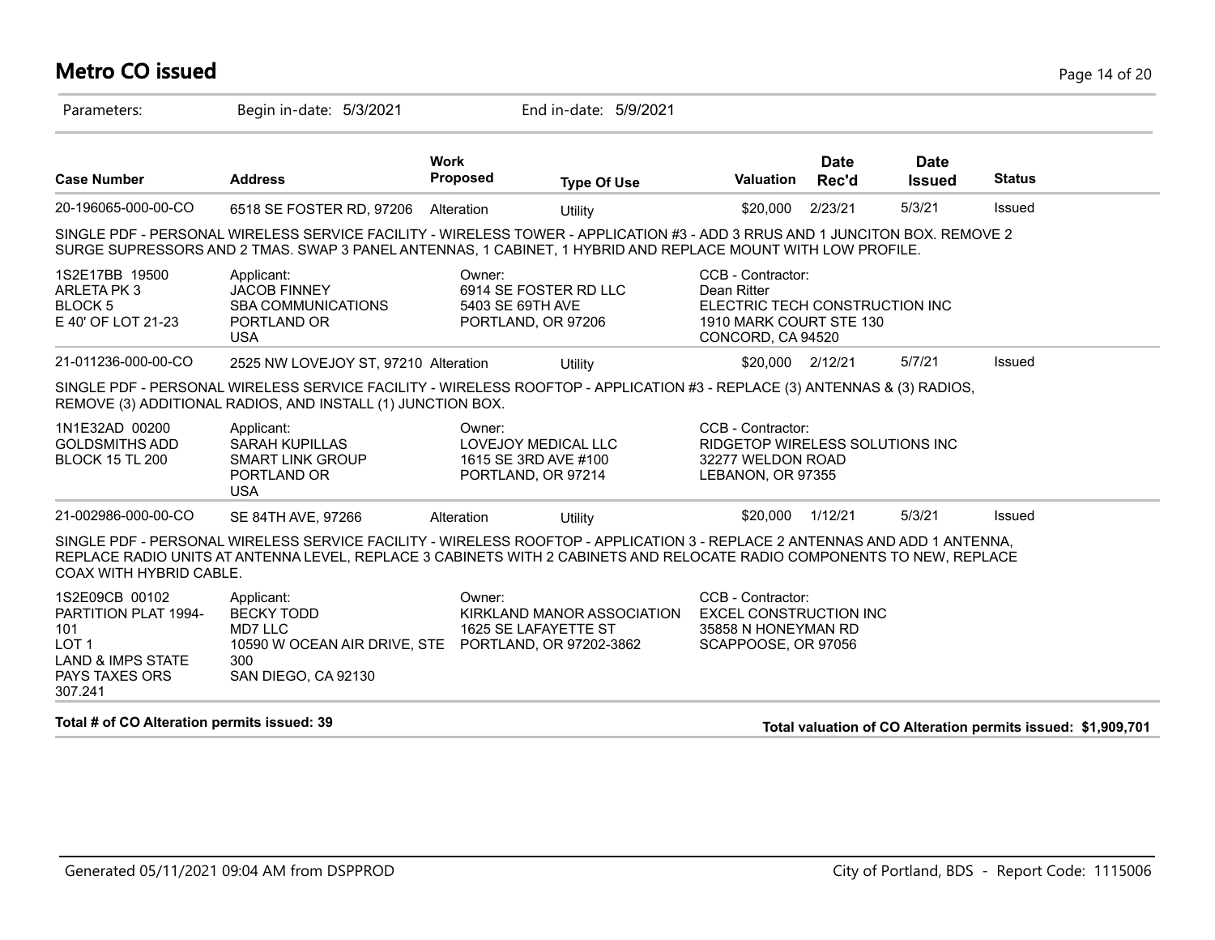# Metro CO issued

Parameters: Begin in-date: 5/3/2021 End in-date: 5/9/2021

| Case Number | Address | Work Proposed | Type Of Use | Valuation | Date Rec'd | Date Issued | Status |
|---|---|---|---|---|---|---|---|
| 20-196065-000-00-CO | 6518 SE FOSTER RD, 97206 | Alteration | Utility | $20,000 | 2/23/21 | 5/3/21 | Issued |

SINGLE PDF - PERSONAL WIRELESS SERVICE FACILITY - WIRELESS TOWER - APPLICATION #3 - ADD 3 RRUS AND 1 JUNCITON BOX. REMOVE 2 SURGE SUPRESSORS AND 2 TMAS. SWAP 3 PANEL ANTENNAS, 1 CABINET, 1 HYBRID AND REPLACE MOUNT WITH LOW PROFILE.

1S2E17BB 19500
ARLETA PK 3
BLOCK 5
E 40' OF LOT 21-23

Applicant:
JACOB FINNEY
SBA COMMUNICATIONS
PORTLAND OR
USA

Owner:
6914 SE FOSTER RD LLC
5403 SE 69TH AVE
PORTLAND, OR 97206

CCB - Contractor:
Dean Ritter
ELECTRIC TECH CONSTRUCTION INC
1910 MARK COURT STE 130
CONCORD, CA 94520

| Case Number | Address | Work Proposed | Type Of Use | Valuation | Date Rec'd | Date Issued | Status |
|---|---|---|---|---|---|---|---|
| 21-011236-000-00-CO | 2525 NW LOVEJOY ST, 97210 | Alteration | Utility | $20,000 | 2/12/21 | 5/7/21 | Issued |

SINGLE PDF - PERSONAL WIRELESS SERVICE FACILITY - WIRELESS ROOFTOP - APPLICATION #3 - REPLACE (3) ANTENNAS & (3) RADIOS, REMOVE (3) ADDITIONAL RADIOS, AND INSTALL (1) JUNCTION BOX.

1N1E32AD 00200
GOLDSMITHS ADD
BLOCK 15 TL 200

Applicant:
SARAH KUPILLAS
SMART LINK GROUP
PORTLAND OR
USA

Owner:
LOVEJOY MEDICAL LLC
1615 SE 3RD AVE #100
PORTLAND, OR 97214

CCB - Contractor:
RIDGETOP WIRELESS SOLUTIONS INC
32277 WELDON ROAD
LEBANON, OR 97355

| Case Number | Address | Work Proposed | Type Of Use | Valuation | Date Rec'd | Date Issued | Status |
|---|---|---|---|---|---|---|---|
| 21-002986-000-00-CO | SE 84TH AVE, 97266 | Alteration | Utility | $20,000 | 1/12/21 | 5/3/21 | Issued |

SINGLE PDF - PERSONAL WIRELESS SERVICE FACILITY - WIRELESS ROOFTOP - APPLICATION 3 - REPLACE 2 ANTENNAS AND ADD 1 ANTENNA, REPLACE RADIO UNITS AT ANTENNA LEVEL, REPLACE 3 CABINETS WITH 2 CABINETS AND RELOCATE RADIO COMPONENTS TO NEW, REPLACE COAX WITH HYBRID CABLE.

1S2E09CB 00102
PARTITION PLAT 1994-101
LOT 1
LAND & IMPS STATE PAYS TAXES ORS 307.241

Applicant:
BECKY TODD
MD7 LLC
10590 W OCEAN AIR DRIVE, STE 300
SAN DIEGO, CA 92130

Owner:
KIRKLAND MANOR ASSOCIATION
1625 SE LAFAYETTE ST
PORTLAND, OR 97202-3862

CCB - Contractor:
EXCEL CONSTRUCTION INC
35858 N HONEYMAN RD
SCAPPOOSE, OR 97056

**Total # of CO Alteration permits issued: 39**

**Total valuation of CO Alteration permits issued: $1,909,701**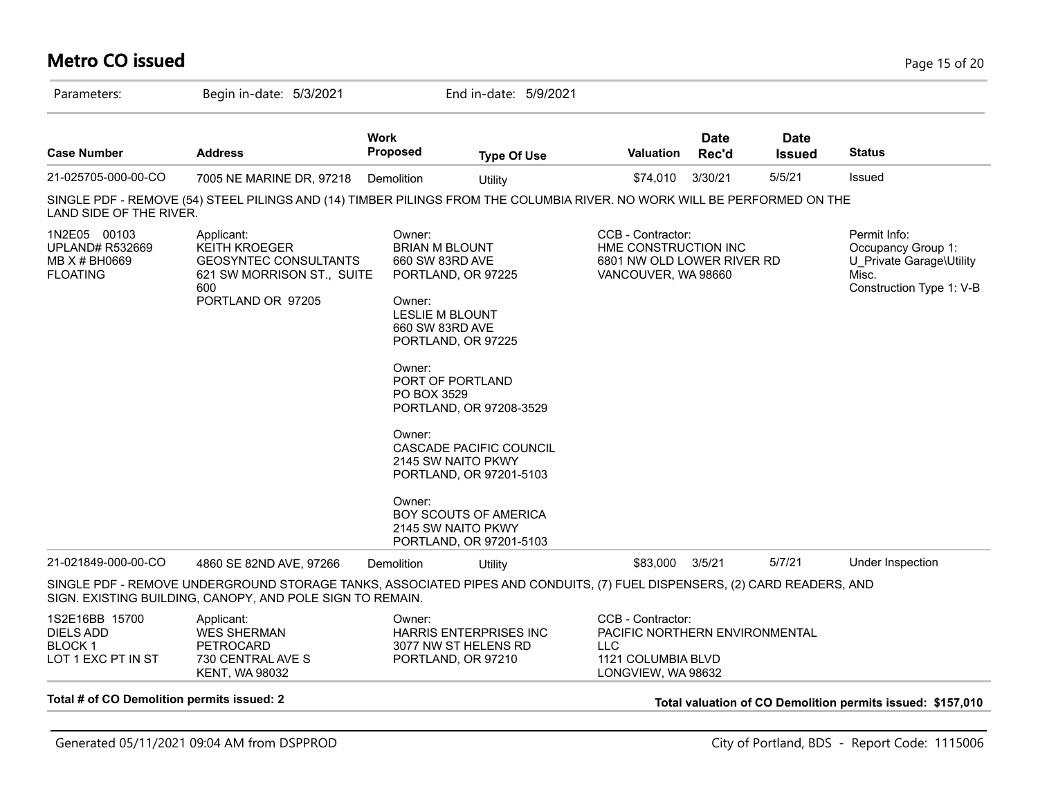# Metro CO issued

Parameters: Begin in-date: 5/3/2021 End in-date: 5/9/2021

| Case Number | Address | Work Proposed | Type Of Use | Valuation | Date Rec'd | Date Issued | Status |
|---|---|---|---|---|---|---|---|
| 21-025705-000-00-CO | 7005 NE MARINE DR, 97218 | Demolition | Utility | $74,010 | 3/30/21 | 5/5/21 | Issued |

SINGLE PDF - REMOVE (54) STEEL PILINGS AND (14) TIMBER PILINGS FROM THE COLUMBIA RIVER. NO WORK WILL BE PERFORMED ON THE LAND SIDE OF THE RIVER.

1N2E05 00103
UPLAND# R532669
MB X # BH0669
FLOATING

Applicant:
KEITH KROEGER
GEOSYNTEC CONSULTANTS
621 SW MORRISON ST., SUITE 600
PORTLAND OR 97205

Owner:
BRIAN M BLOUNT
660 SW 83RD AVE
PORTLAND, OR 97225

Owner:
LESLIE M BLOUNT
660 SW 83RD AVE
PORTLAND, OR 97225

Owner:
PORT OF PORTLAND
PO BOX 3529
PORTLAND, OR 97208-3529

Owner:
CASCADE PACIFIC COUNCIL
2145 SW NAITO PKWY
PORTLAND, OR 97201-5103

Owner:
BOY SCOUTS OF AMERICA
2145 SW NAITO PKWY
PORTLAND, OR 97201-5103

CCB - Contractor:
HME CONSTRUCTION INC
6801 NW OLD LOWER RIVER RD
VANCOUVER, WA 98660

Permit Info:
Occupancy Group 1: U_Private Garage\Utility Misc.
Construction Type 1: V-B

| Case Number | Address | Work Proposed | Type Of Use | Valuation | Date Rec'd | Date Issued | Status |
|---|---|---|---|---|---|---|---|
| 21-021849-000-00-CO | 4860 SE 82ND AVE, 97266 | Demolition | Utility | $83,000 | 3/5/21 | 5/7/21 | Under Inspection |

SINGLE PDF - REMOVE UNDERGROUND STORAGE TANKS, ASSOCIATED PIPES AND CONDUITS, (7) FUEL DISPENSERS, (2) CARD READERS, AND SIGN. EXISTING BUILDING, CANOPY, AND POLE SIGN TO REMAIN.

1S2E16BB 15700
DIELS ADD
BLOCK 1
LOT 1 EXC PT IN ST

Applicant:
WES SHERMAN
PETROCARD
730 CENTRAL AVE S
KENT, WA 98032

Owner:
HARRIS ENTERPRISES INC
3077 NW ST HELENS RD
PORTLAND, OR 97210

CCB - Contractor:
PACIFIC NORTHERN ENVIRONMENTAL LLC
1121 COLUMBIA BLVD
LONGVIEW, WA 98632

**Total # of CO Demolition permits issued: 2**

**Total valuation of CO Demolition permits issued: $157,010**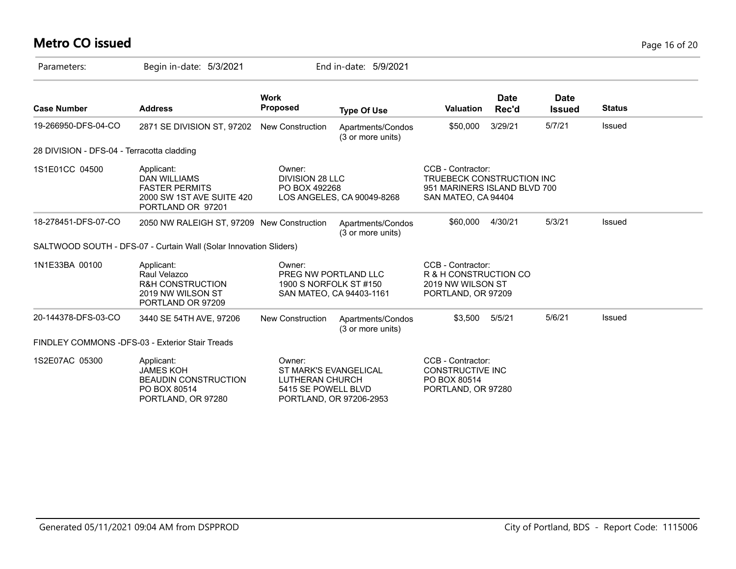## Metro CO issued

Parameters: Begin in-date: 5/3/2021 End in-date: 5/9/2021

| Case Number | Address | Work Proposed | Type Of Use | Valuation | Date Rec'd | Date Issued | Status |
|---|---|---|---|---|---|---|---|
| 19-266950-DFS-04-CO | 2871 SE DIVISION ST, 97202 | New Construction | Apartments/Condos (3 or more units) | $50,000 | 3/29/21 | 5/7/21 | Issued |

28 DIVISION - DFS-04 - Terracotta cladding

| | | | |
|---|---|---|---|
| 1S1E01CC 04500 | Applicant:<br>DAN WILLIAMS<br>FASTER PERMITS<br>2000 SW 1ST AVE SUITE 420<br>PORTLAND OR 97201 | Owner:<br>DIVISION 28 LLC<br>PO BOX 492268<br>LOS ANGELES, CA 90049-8268 | CCB - Contractor:<br>TRUEBECK CONSTRUCTION INC<br>951 MARINERS ISLAND BLVD 700<br>SAN MATEO, CA 94404 |

| Case Number | Address | Work Proposed | Type Of Use | Valuation | Date Rec'd | Date Issued | Status |
|---|---|---|---|---|---|---|---|
| 18-278451-DFS-07-CO | 2050 NW RALEIGH ST, 97209 | New Construction | Apartments/Condos (3 or more units) | $60,000 | 4/30/21 | 5/3/21 | Issued |

SALTWOOD SOUTH - DFS-07 - Curtain Wall (Solar Innovation Sliders)

| | | | |
|---|---|---|---|
| 1N1E33BA 00100 | Applicant:<br>Raul Velazco<br>R&H CONSTRUCTION<br>2019 NW WILSON ST<br>PORTLAND OR 97209 | Owner:<br>PREG NW PORTLAND LLC<br>1900 S NORFOLK ST #150<br>SAN MATEO, CA 94403-1161 | CCB - Contractor:<br>R & H CONSTRUCTION CO<br>2019 NW WILSON ST<br>PORTLAND, OR 97209 |

| Case Number | Address | Work Proposed | Type Of Use | Valuation | Date Rec'd | Date Issued | Status |
|---|---|---|---|---|---|---|---|
| 20-144378-DFS-03-CO | 3440 SE 54TH AVE, 97206 | New Construction | Apartments/Condos (3 or more units) | $3,500 | 5/5/21 | 5/6/21 | Issued |

FINDLEY COMMONS -DFS-03 - Exterior Stair Treads

| | | | |
|---|---|---|---|
| 1S2E07AC 05300 | Applicant:<br>JAMES KOH<br>BEAUDIN CONSTRUCTION<br>PO BOX 80514<br>PORTLAND, OR 97280 | Owner:<br>ST MARK'S EVANGELICAL LUTHERAN CHURCH<br>5415 SE POWELL BLVD<br>PORTLAND, OR 97206-2953 | CCB - Contractor:<br>CONSTRUCTIVE INC<br>PO BOX 80514<br>PORTLAND, OR 97280 |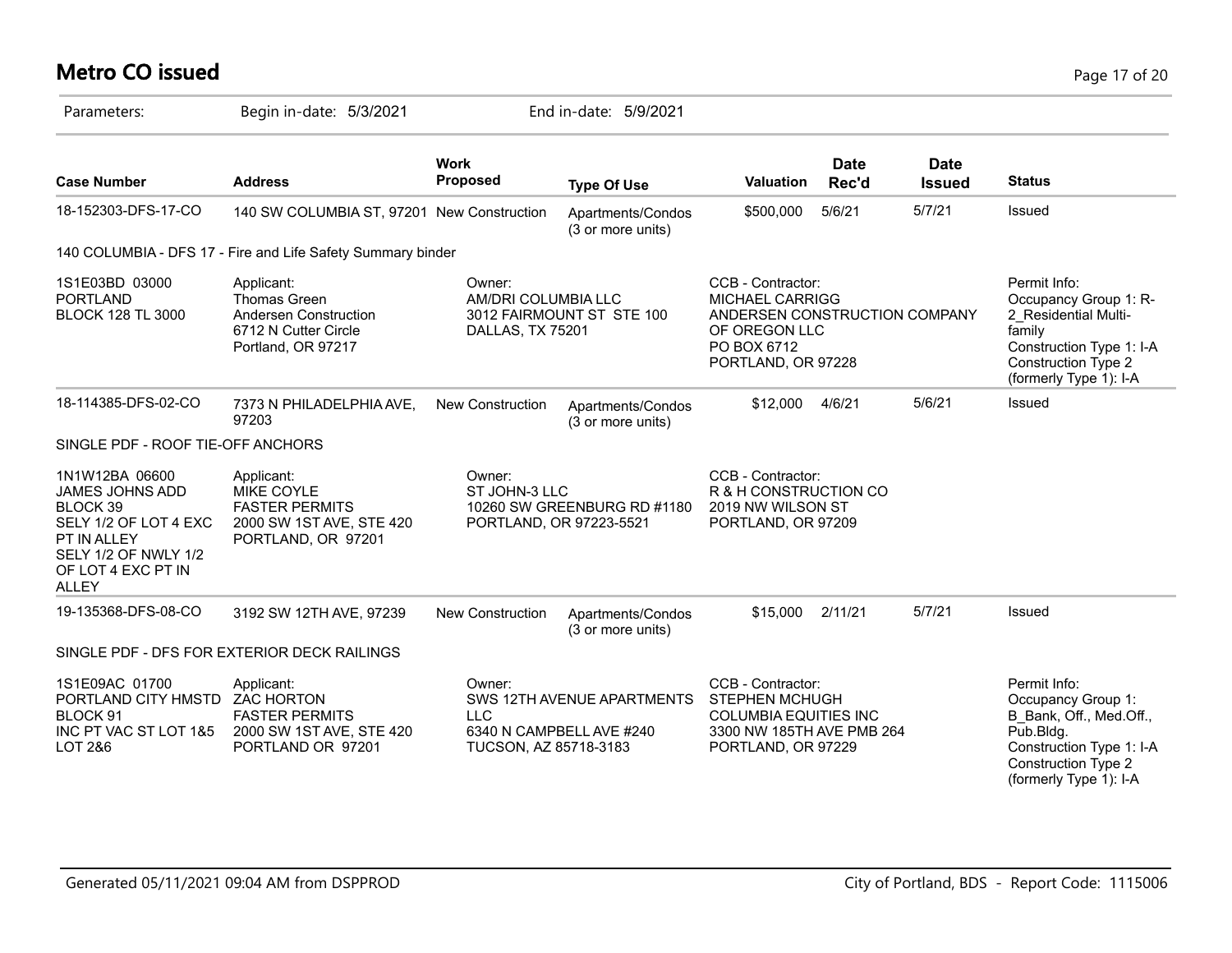# Metro CO issued

Parameters: Begin in-date: 5/3/2021 End in-date: 5/9/2021

| Case Number | Address | Work Proposed | Type Of Use | Valuation | Date Rec'd | Date Issued | Status |
|---|---|---|---|---|---|---|---|
| 18-152303-DFS-17-CO | 140 SW COLUMBIA ST, 97201 | New Construction | Apartments/Condos (3 or more units) | $500,000 | 5/6/21 | 5/7/21 | Issued |

140 COLUMBIA - DFS 17 - Fire and Life Safety Summary binder

| | | | | |
|---|---|---|---|---|
| 1S1E03BD 03000<br>PORTLAND<br>BLOCK 128 TL 3000 | Applicant:<br>Thomas Green<br>Andersen Construction<br>6712 N Cutter Circle<br>Portland, OR 97217 | Owner:<br>AM/DRI COLUMBIA LLC<br>3012 FAIRMOUNT ST STE 100<br>DALLAS, TX 75201 | CCB - Contractor:<br>MICHAEL CARRIGG<br>ANDERSEN CONSTRUCTION COMPANY OF OREGON LLC<br>PO BOX 6712<br>PORTLAND, OR 97228 | Permit Info:<br>Occupancy Group 1: R-2_Residential Multi-family<br>Construction Type 1: I-A<br>Construction Type 2 (formerly Type 1): I-A |

| Case Number | Address | Work Proposed | Type Of Use | Valuation | Date Rec'd | Date Issued | Status |
|---|---|---|---|---|---|---|---|
| 18-114385-DFS-02-CO | 7373 N PHILADELPHIA AVE, 97203 | New Construction | Apartments/Condos (3 or more units) | $12,000 | 4/6/21 | 5/6/21 | Issued |

SINGLE PDF - ROOF TIE-OFF ANCHORS

| | | | |
|---|---|---|---|
| 1N1W12BA 06600<br>JAMES JOHNS ADD<br>BLOCK 39<br>SELY 1/2 OF LOT 4 EXC PT IN ALLEY<br>SELY 1/2 OF NWLY 1/2 OF LOT 4 EXC PT IN ALLEY | Applicant:<br>MIKE COYLE<br>FASTER PERMITS<br>2000 SW 1ST AVE, STE 420<br>PORTLAND, OR 97201 | Owner:<br>ST JOHN-3 LLC<br>10260 SW GREENBURG RD #1180<br>PORTLAND, OR 97223-5521 | CCB - Contractor:<br>R & H CONSTRUCTION CO<br>2019 NW WILSON ST<br>PORTLAND, OR 97209 |

| Case Number | Address | Work Proposed | Type Of Use | Valuation | Date Rec'd | Date Issued | Status |
|---|---|---|---|---|---|---|---|
| 19-135368-DFS-08-CO | 3192 SW 12TH AVE, 97239 | New Construction | Apartments/Condos (3 or more units) | $15,000 | 2/11/21 | 5/7/21 | Issued |

SINGLE PDF - DFS FOR EXTERIOR DECK RAILINGS

| | | | | |
|---|---|---|---|---|
| 1S1E09AC 01700<br>PORTLAND CITY HMSTD<br>BLOCK 91<br>INC PT VAC ST LOT 1&5 LOT 2&6 | Applicant:<br>ZAC HORTON<br>FASTER PERMITS<br>2000 SW 1ST AVE, STE 420<br>PORTLAND OR 97201 | Owner:<br>SWS 12TH AVENUE APARTMENTS LLC<br>6340 N CAMPBELL AVE #240<br>TUCSON, AZ 85718-3183 | CCB - Contractor:<br>STEPHEN MCHUGH<br>COLUMBIA EQUITIES INC<br>3300 NW 185TH AVE PMB 264<br>PORTLAND, OR 97229 | Permit Info:<br>Occupancy Group 1: B_Bank, Off., Med.Off., Pub.Bldg.<br>Construction Type 1: I-A<br>Construction Type 2 (formerly Type 1): I-A |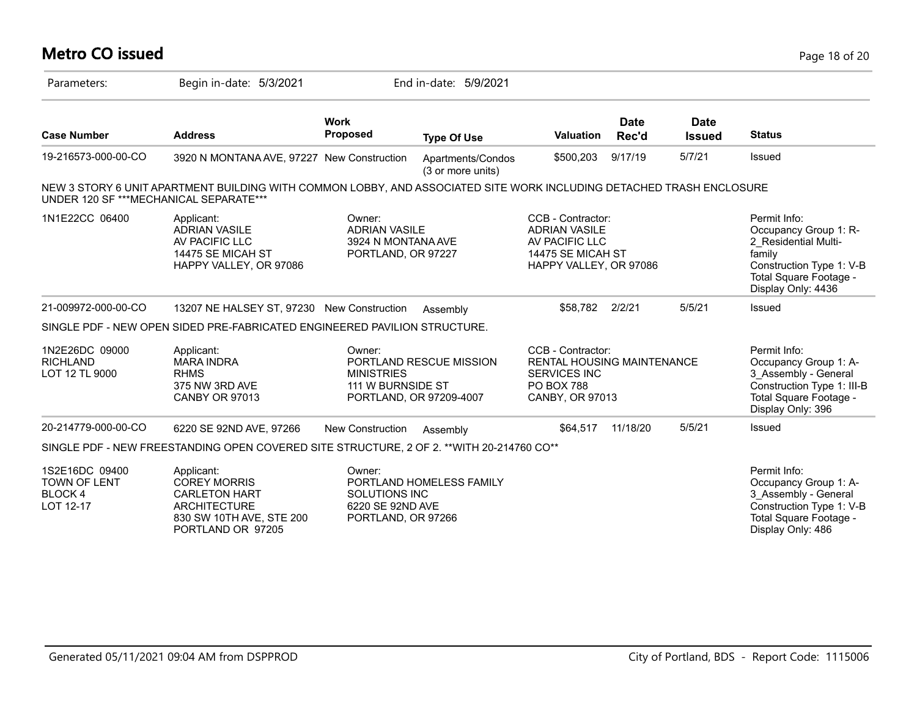# Metro CO issued

Parameters: Begin in-date: 5/3/2021 End in-date: 5/9/2021

| Case Number | Address | Work Proposed | Type Of Use | Valuation | Date Rec'd | Date Issued | Status |
|---|---|---|---|---|---|---|---|
| 19-216573-000-00-CO | 3920 N MONTANA AVE, 97227 | New Construction | Apartments/Condos (3 or more units) | $500,203 | 9/17/19 | 5/7/21 | Issued |

NEW 3 STORY 6 UNIT APARTMENT BUILDING WITH COMMON LOBBY, AND ASSOCIATED SITE WORK INCLUDING DETACHED TRASH ENCLOSURE UNDER 120 SF ***MECHANICAL SEPARATE***

| | Applicant | Owner | CCB - Contractor | Permit Info |
|---|---|---|---|---|
| 1N1E22CC 06400 | ADRIAN VASILE<br>AV PACIFIC LLC<br>14475 SE MICAH ST<br>HAPPY VALLEY, OR 97086 | ADRIAN VASILE<br>3924 N MONTANA AVE<br>PORTLAND, OR 97227 | ADRIAN VASILE<br>AV PACIFIC LLC<br>14475 SE MICAH ST<br>HAPPY VALLEY, OR 97086 | Occupancy Group 1: R-2_Residential Multi-family<br>Construction Type 1: V-B<br>Total Square Footage - Display Only: 4436 |

| Case Number | Address | Work Proposed | Type Of Use | Valuation | Date Rec'd | Date Issued | Status |
|---|---|---|---|---|---|---|---|
| 21-009972-000-00-CO | 13207 NE HALSEY ST, 97230 | New Construction | Assembly | $58,782 | 2/2/21 | 5/5/21 | Issued |

SINGLE PDF - NEW OPEN SIDED PRE-FABRICATED ENGINEERED PAVILION STRUCTURE.

| | Applicant | Owner | CCB - Contractor | Permit Info |
|---|---|---|---|---|
| 1N2E26DC 09000<br>RICHLAND<br>LOT 12 TL 9000 | MARA INDRA<br>RHMS<br>375 NW 3RD AVE<br>CANBY OR 97013 | PORTLAND RESCUE MISSION MINISTRIES<br>111 W BURNSIDE ST<br>PORTLAND, OR 97209-4007 | RENTAL HOUSING MAINTENANCE SERVICES INC<br>PO BOX 788<br>CANBY, OR 97013 | Occupancy Group 1: A-3_Assembly - General<br>Construction Type 1: III-B<br>Total Square Footage - Display Only: 396 |

| Case Number | Address | Work Proposed | Type Of Use | Valuation | Date Rec'd | Date Issued | Status |
|---|---|---|---|---|---|---|---|
| 20-214779-000-00-CO | 6220 SE 92ND AVE, 97266 | New Construction | Assembly | $64,517 | 11/18/20 | 5/5/21 | Issued |

SINGLE PDF - NEW FREESTANDING OPEN COVERED SITE STRUCTURE, 2 OF 2. **WITH 20-214760 CO**

| | Applicant | Owner | CCB - Contractor | Permit Info |
|---|---|---|---|---|
| 1S2E16DC 09400<br>TOWN OF LENT<br>BLOCK 4<br>LOT 12-17 | COREY MORRIS<br>CARLETON HART ARCHITECTURE<br>830 SW 10TH AVE, STE 200<br>PORTLAND OR 97205 | PORTLAND HOMELESS FAMILY SOLUTIONS INC<br>6220 SE 92ND AVE<br>PORTLAND, OR 97266 | | Occupancy Group 1: A-3_Assembly - General<br>Construction Type 1: V-B<br>Total Square Footage - Display Only: 486 |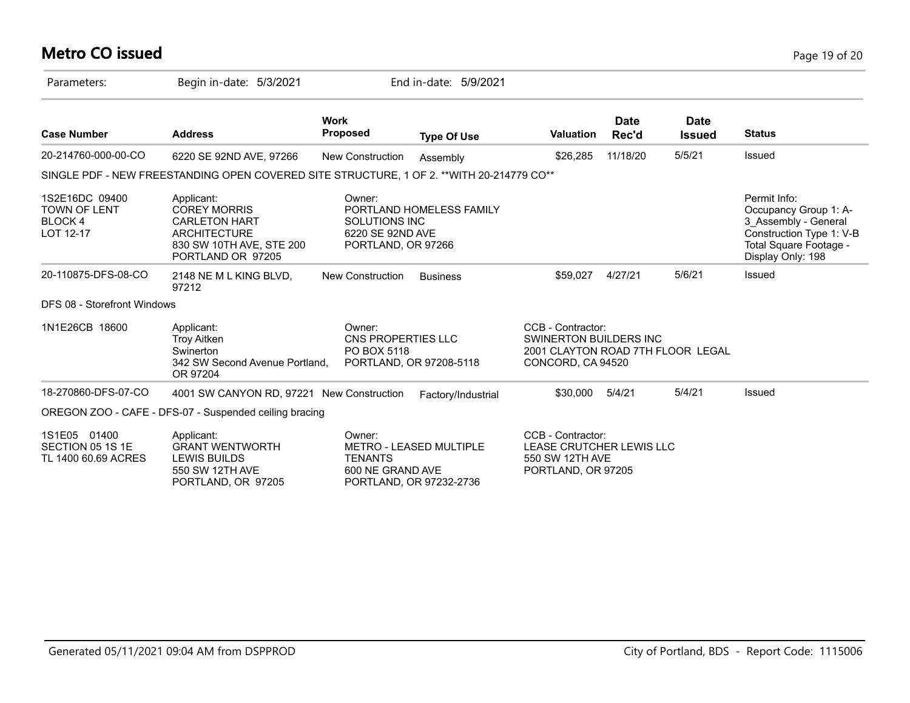# Metro CO issued

Parameters: Begin in-date: 5/3/2021 End in-date: 5/9/2021

| Case Number | Address | Work Proposed | Type Of Use | Valuation | Date Rec'd | Date Issued | Status |
|---|---|---|---|---|---|---|---|
| 20-214760-000-00-CO | 6220 SE 92ND AVE, 97266 | New Construction | Assembly | $26,285 | 11/18/20 | 5/5/21 | Issued |
| SINGLE PDF - NEW FREESTANDING OPEN COVERED SITE STRUCTURE, 1 OF 2. **WITH 20-214779 CO** | | | | | | | |
| 1S2E16DC 09400 TOWN OF LENT BLOCK 4 LOT 12-17 | Applicant: COREY MORRIS CARLETON HART ARCHITECTURE 830 SW 10TH AVE, STE 200 PORTLAND OR 97205 | Owner: PORTLAND HOMELESS FAMILY SOLUTIONS INC 6220 SE 92ND AVE PORTLAND, OR 97266 | | | | | Permit Info: Occupancy Group 1: A-3_Assembly - General Construction Type 1: V-B Total Square Footage - Display Only: 198 |
| 20-110875-DFS-08-CO | 2148 NE M L KING BLVD, 97212 | New Construction | Business | $59,027 | 4/27/21 | 5/6/21 | Issued |
| DFS 08 - Storefront Windows | | | | | | | |
| 1N1E26CB 18600 | Applicant: Troy Aitken Swinerton 342 SW Second Avenue Portland, OR 97204 | Owner: CNS PROPERTIES LLC PO BOX 5118 PORTLAND, OR 97208-5118 | | CCB - Contractor: SWINERTON BUILDERS INC 2001 CLAYTON ROAD 7TH FLOOR LEGAL CONCORD, CA 94520 | | | |
| 18-270860-DFS-07-CO | 4001 SW CANYON RD, 97221 | New Construction | Factory/Industrial | $30,000 | 5/4/21 | 5/4/21 | Issued |
| OREGON ZOO - CAFE - DFS-07 - Suspended ceiling bracing | | | | | | | |
| 1S1E05 01400 SECTION 05 1S 1E TL 1400 60.69 ACRES | Applicant: GRANT WENTWORTH LEWIS BUILDS 550 SW 12TH AVE PORTLAND, OR 97205 | Owner: METRO - LEASED MULTIPLE TENANTS 600 NE GRAND AVE PORTLAND, OR 97232-2736 | | CCB - Contractor: LEASE CRUTCHER LEWIS LLC 550 SW 12TH AVE PORTLAND, OR 97205 | | | |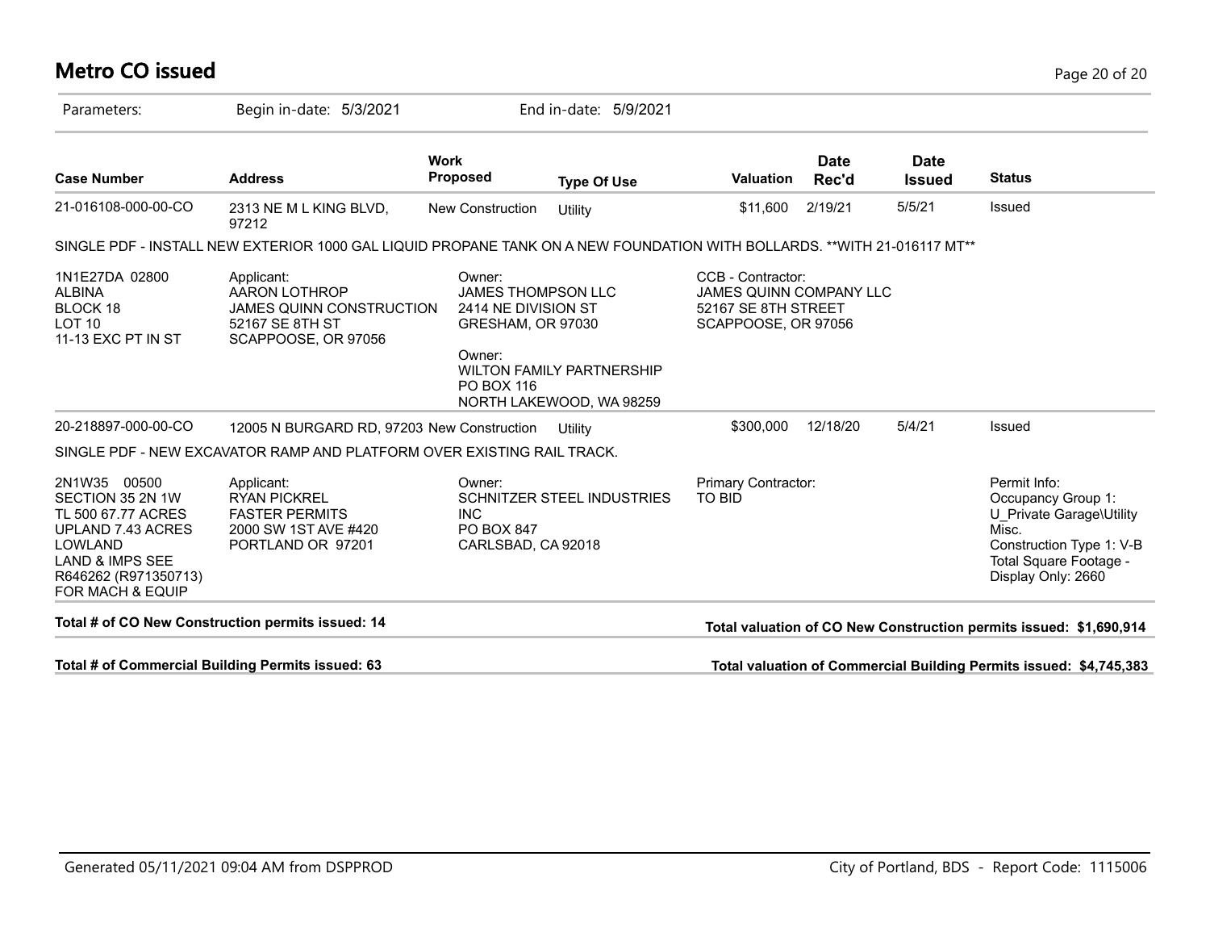# Metro CO issued

Parameters: Begin in-date: 5/3/2021 End in-date: 5/9/2021

| Case Number | Address | Work Proposed | Type Of Use | Valuation | Date Rec'd | Date Issued | Status |
|---|---|---|---|---|---|---|---|
| 21-016108-000-00-CO | 2313 NE M L KING BLVD, 97212 | New Construction | Utility | $11,600 | 2/19/21 | 5/5/21 | Issued |

SINGLE PDF - INSTALL NEW EXTERIOR 1000 GAL LIQUID PROPANE TANK ON A NEW FOUNDATION WITH BOLLARDS. **WITH 21-016117 MT**

1N1E27DA 02800
ALBINA
BLOCK 18
LOT 10
11-13 EXC PT IN ST

Applicant:
AARON LOTHROP
JAMES QUINN CONSTRUCTION
52167 SE 8TH ST
SCAPPOOSE, OR 97056

Owner:
JAMES THOMPSON LLC
2414 NE DIVISION ST
GRESHAM, OR 97030

Owner:
WILTON FAMILY PARTNERSHIP
PO BOX 116
NORTH LAKEWOOD, WA 98259

CCB - Contractor:
JAMES QUINN COMPANY LLC
52167 SE 8TH STREET
SCAPPOOSE, OR 97056

| Case Number | Address | Work Proposed | Type Of Use | Valuation | Date Rec'd | Date Issued | Status |
|---|---|---|---|---|---|---|---|
| 20-218897-000-00-CO | 12005 N BURGARD RD, 97203 | New Construction | Utility | $300,000 | 12/18/20 | 5/4/21 | Issued |

SINGLE PDF - NEW EXCAVATOR RAMP AND PLATFORM OVER EXISTING RAIL TRACK.

2N1W35 00500
SECTION 35 2N 1W
TL 500 67.77 ACRES
UPLAND 7.43 ACRES
LOWLAND
LAND & IMPS SEE
R646262 (R971350713)
FOR MACH & EQUIP

Applicant:
RYAN PICKREL
FASTER PERMITS
2000 SW 1ST AVE #420
PORTLAND OR 97201

Owner:
SCHNITZER STEEL INDUSTRIES INC
PO BOX 847
CARLSBAD, CA 92018

Primary Contractor:
TO BID

Permit Info:
Occupancy Group 1: U_Private Garage\Utility Misc.
Construction Type 1: V-B
Total Square Footage - Display Only: 2660

**Total # of CO New Construction permits issued: 14**

**Total valuation of CO New Construction permits issued: $1,690,914**

**Total # of Commercial Building Permits issued: 63**

**Total valuation of Commercial Building Permits issued: $4,745,383**